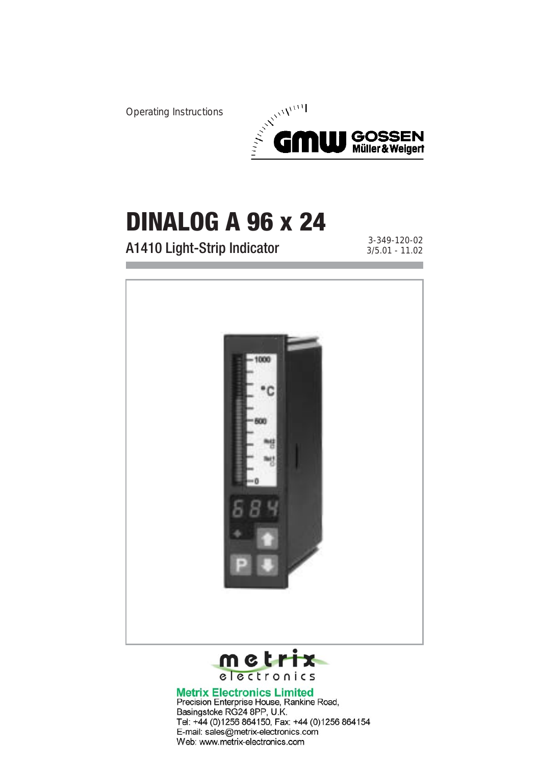Operating Instructions

GMW GOSSEN Müller & Weigert

# DINALOG A 96 x 24

## A1410 Light-Strip Indicator

3-349-120-02
3/5.01 - 11.02

metrix electronics

**Metrix Electronics Limited**
Precision Enterprise House, Rankine Road,
Basingstoke RG24 8PP, U.K.
Tel: +44 (0)1256 864150, Fax: +44 (0)1256 864154
E-mail: sales@metrix-electronics.com
Web: www.metrix-electronics.com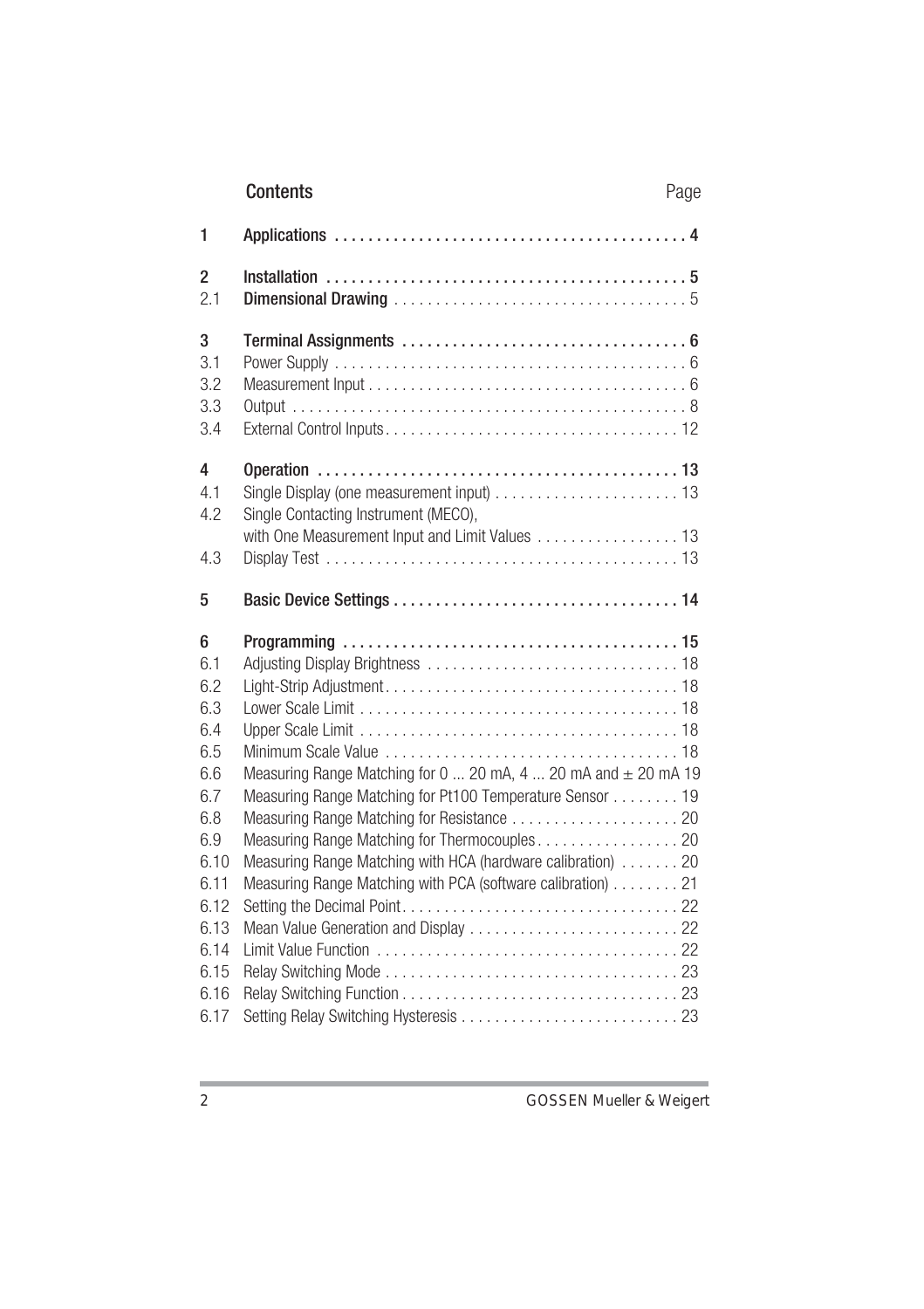## Contents

| | | Page |
|---|---|---|
| **1** | **Applications** | **4** |
| **2** | **Installation** | **5** |
| 2.1 | **Dimensional Drawing** | 5 |
| **3** | **Terminal Assignments** | **6** |
| 3.1 | Power Supply | 6 |
| 3.2 | Measurement Input | 6 |
| 3.3 | Output | 8 |
| 3.4 | External Control Inputs | 12 |
| **4** | **Operation** | **13** |
| 4.1 | Single Display (one measurement input) | 13 |
| 4.2 | Single Contacting Instrument (MECO), with One Measurement Input and Limit Values | 13 |
| 4.3 | Display Test | 13 |
| **5** | **Basic Device Settings** | **14** |
| **6** | **Programming** | **15** |
| 6.1 | Adjusting Display Brightness | 18 |
| 6.2 | Light-Strip Adjustment | 18 |
| 6.3 | Lower Scale Limit | 18 |
| 6.4 | Upper Scale Limit | 18 |
| 6.5 | Minimum Scale Value | 18 |
| 6.6 | Measuring Range Matching for 0 ... 20 mA, 4 ... 20 mA and ± 20 mA | 19 |
| 6.7 | Measuring Range Matching for Pt100 Temperature Sensor | 19 |
| 6.8 | Measuring Range Matching for Resistance | 20 |
| 6.9 | Measuring Range Matching for Thermocouples | 20 |
| 6.10 | Measuring Range Matching with HCA (hardware calibration) | 20 |
| 6.11 | Measuring Range Matching with PCA (software calibration) | 21 |
| 6.12 | Setting the Decimal Point | 22 |
| 6.13 | Mean Value Generation and Display | 22 |
| 6.14 | Limit Value Function | 22 |
| 6.15 | Relay Switching Mode | 23 |
| 6.16 | Relay Switching Function | 23 |
| 6.17 | Setting Relay Switching Hysteresis | 23 |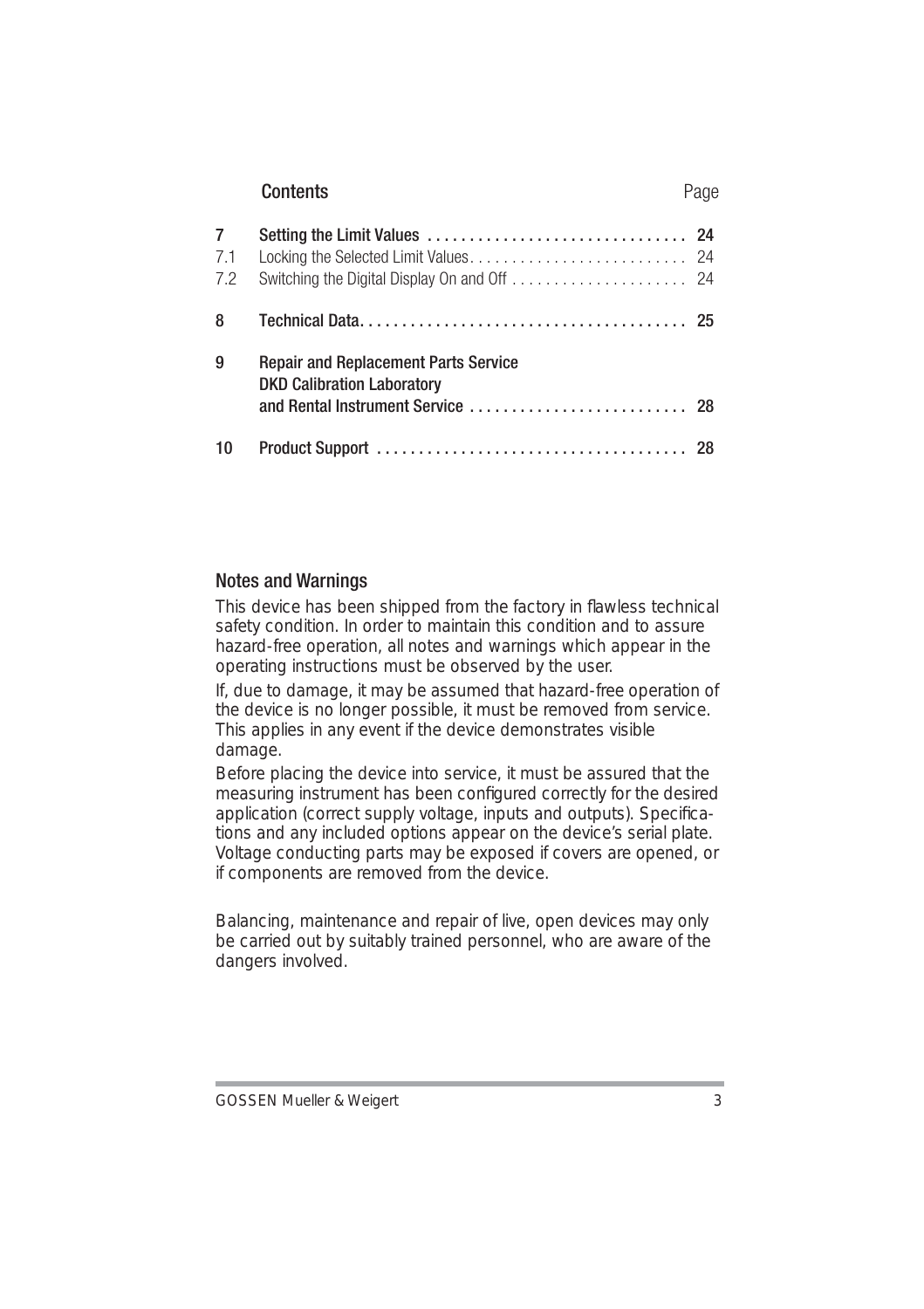## Contents

| | | Page |
|---|---|---|
| **7** | **Setting the Limit Values** | **24** |
| 7.1 | Locking the Selected Limit Values | 24 |
| 7.2 | Switching the Digital Display On and Off | 24 |
| **8** | **Technical Data** | **25** |
| **9** | **Repair and Replacement Parts Service DKD Calibration Laboratory and Rental Instrument Service** | **28** |
| **10** | **Product Support** | **28** |

## Notes and Warnings

This device has been shipped from the factory in flawless technical safety condition. In order to maintain this condition and to assure hazard-free operation, all notes and warnings which appear in the operating instructions must be observed by the user.

If, due to damage, it may be assumed that hazard-free operation of the device is no longer possible, it must be removed from service. This applies in any event if the device demonstrates visible damage.

Before placing the device into service, it must be assured that the measuring instrument has been configured correctly for the desired application (correct supply voltage, inputs and outputs). Specifications and any included options appear on the device's serial plate. Voltage conducting parts may be exposed if covers are opened, or if components are removed from the device.

Balancing, maintenance and repair of live, open devices may only be carried out by suitably trained personnel, who are aware of the dangers involved.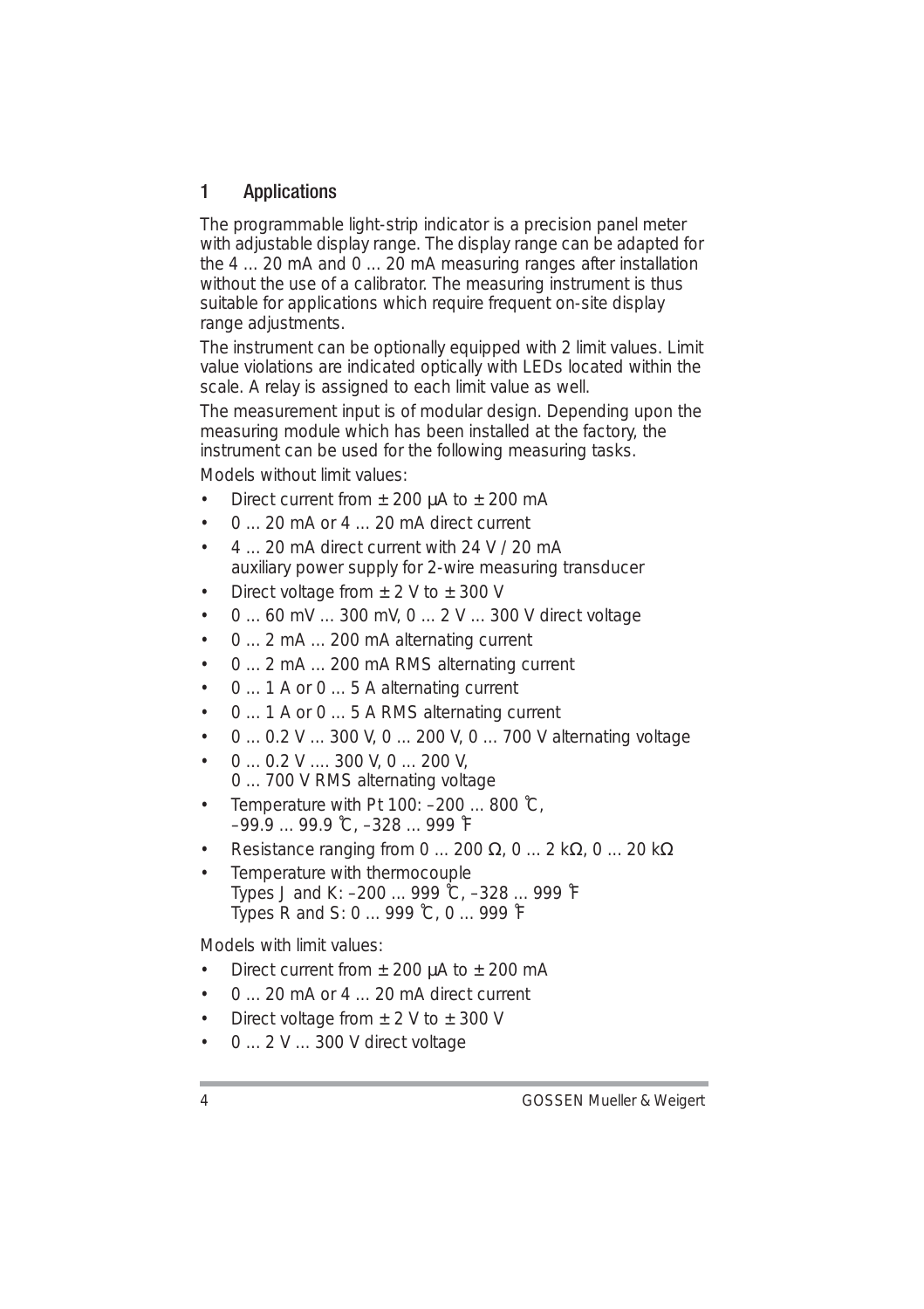## 1 Applications

The programmable light-strip indicator is a precision panel meter with adjustable display range. The display range can be adapted for the 4 … 20 mA and 0 … 20 mA measuring ranges after installation without the use of a calibrator. The measuring instrument is thus suitable for applications which require frequent on-site display range adjustments.

The instrument can be optionally equipped with 2 limit values. Limit value violations are indicated optically with LEDs located within the scale. A relay is assigned to each limit value as well.

The measurement input is of modular design. Depending upon the measuring module which has been installed at the factory, the instrument can be used for the following measuring tasks.

Models without limit values:

- Direct current from ± 200 µA to ± 200 mA
- 0 … 20 mA or 4 … 20 mA direct current
- 4 … 20 mA direct current with 24 V / 20 mA auxiliary power supply for 2-wire measuring transducer
- Direct voltage from ± 2 V to ± 300 V
- 0 … 60 mV … 300 mV, 0 … 2 V … 300 V direct voltage
- 0 … 2 mA … 200 mA alternating current
- 0 … 2 mA … 200 mA RMS alternating current
- 0 … 1 A or 0 … 5 A alternating current
- 0 … 1 A or 0 … 5 A RMS alternating current
- 0 … 0.2 V … 300 V, 0 … 200 V, 0 … 700 V alternating voltage
- 0 … 0.2 V …. 300 V, 0 … 200 V, 0 … 700 V RMS alternating voltage
- Temperature with Pt 100: –200 … 800 °C, –99.9 … 99.9 °C, –328 … 999 °F
- Resistance ranging from 0 … 200 Ω, 0 … 2 kΩ, 0 … 20 kΩ
- Temperature with thermocouple Types J and K: –200 … 999 °C, –328 … 999 °F Types R and S: 0 … 999 °C, 0 … 999 °F

Models with limit values:

- Direct current from ± 200 µA to ± 200 mA
- 0 … 20 mA or 4 … 20 mA direct current
- Direct voltage from ± 2 V to ± 300 V
- 0 … 2 V … 300 V direct voltage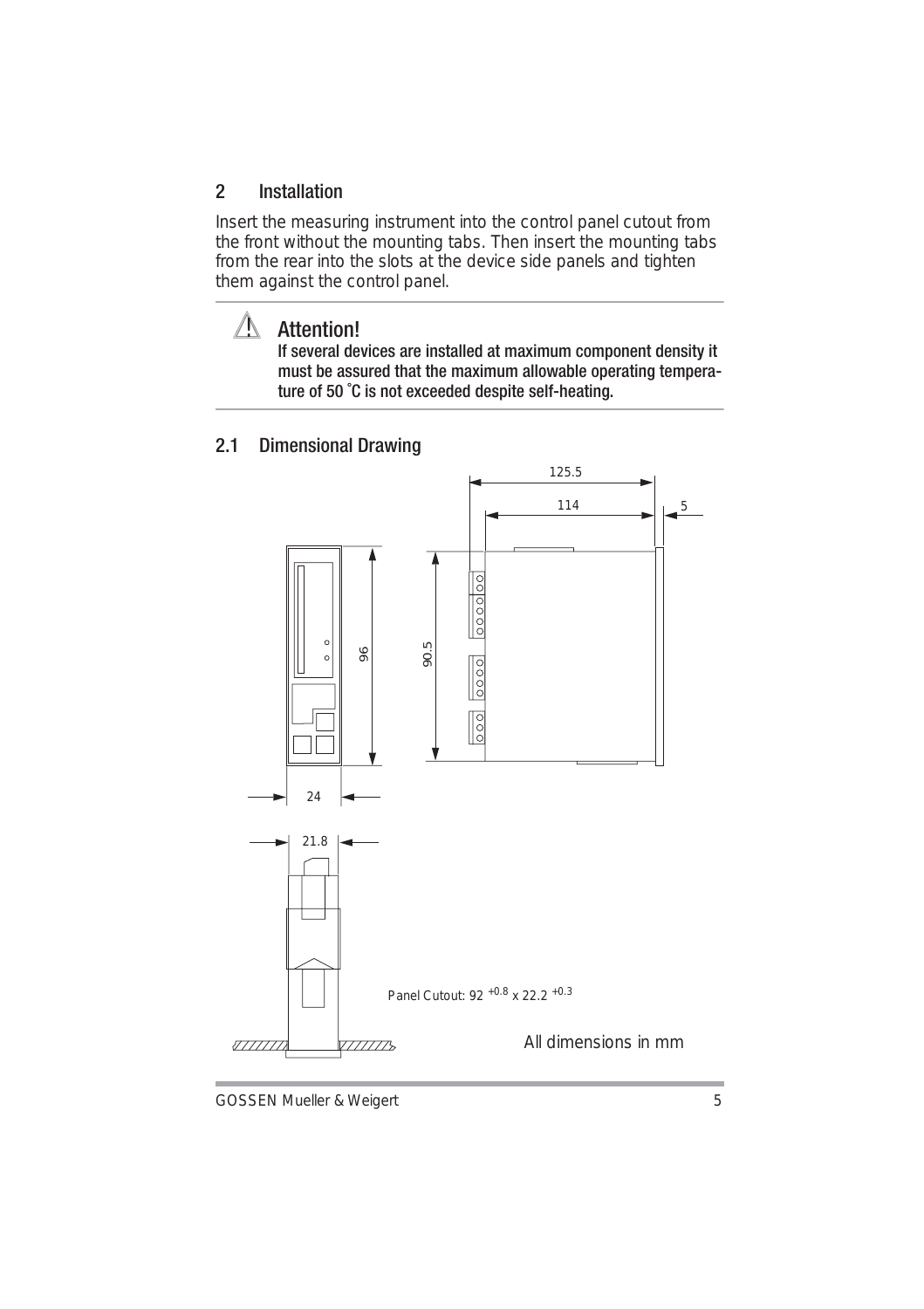## 2 Installation

Insert the measuring instrument into the control panel cutout from the front without the mounting tabs. Then insert the mounting tabs from the rear into the slots at the device side panels and tighten them against the control panel.

> **Attention!**
> **If several devices are installed at maximum component density it must be assured that the maximum allowable operating temperature of 50 °C is not exceeded despite self-heating.**

### 2.1 Dimensional Drawing

125.5

114

5

96

90.5

24

21.8

Panel Cutout: $92^{+0.8} \times 22.2^{+0.3}$

All dimensions in mm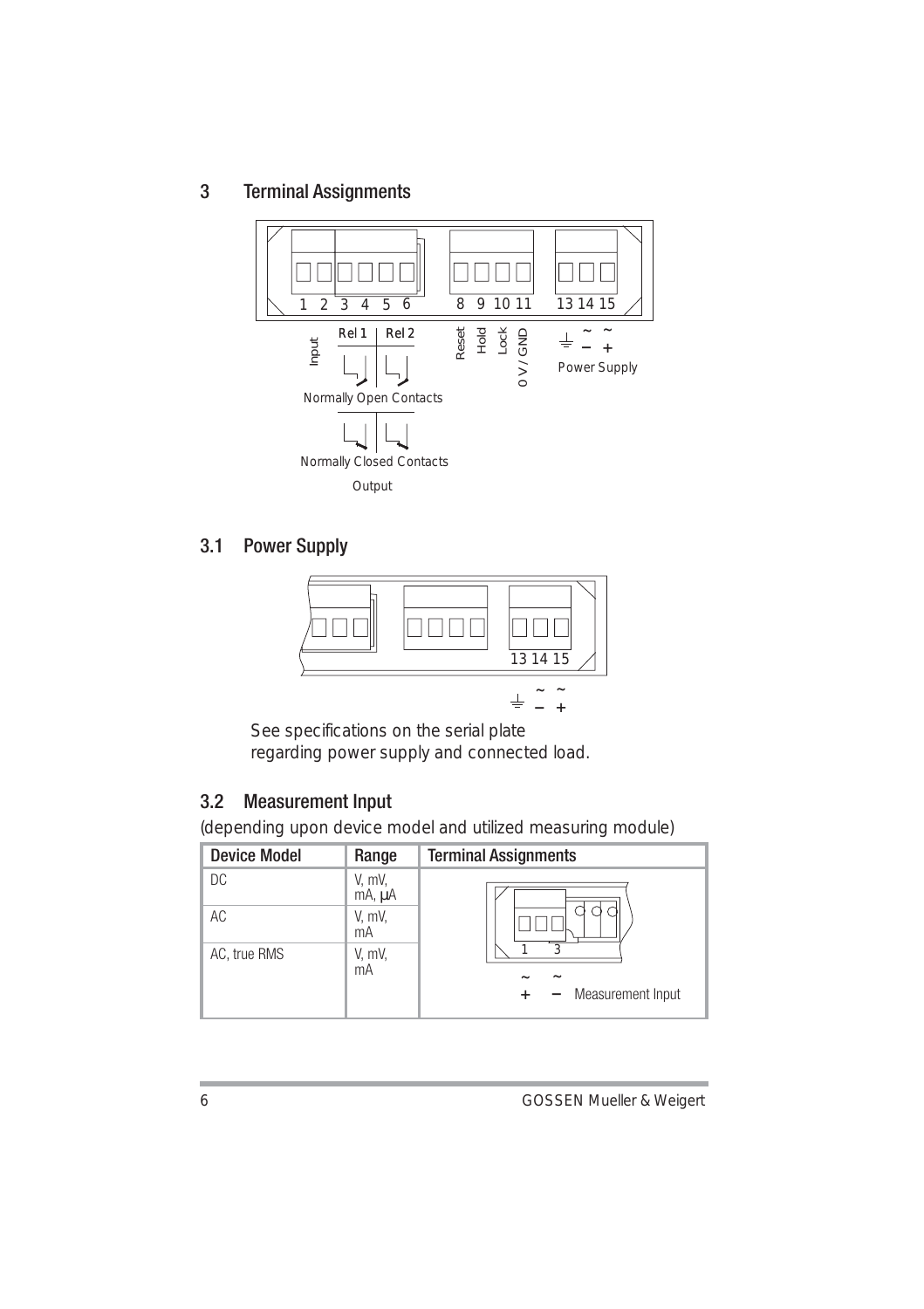## 3 Terminal Assignments

1 2 3 4 5 6 8 9 10 11 13 14 15

Input | Rel 1 | Rel 2 | Reset | Hold | Lock | 0 V / GND | ⏚ ~− ~+ Power Supply

Normally Open Contacts

Normally Closed Contacts

Output

### 3.1 Power Supply

13 14 15

⏚ ~− ~+

See specifications on the serial plate regarding power supply and connected load.

### 3.2 Measurement Input

(depending upon device model and utilized measuring module)

| Device Model | Range | Terminal Assignments |
|---|---|---|
| DC | V, mV, mA, µA | 1 (~ +) 3 (~ −) Measurement Input |
| AC | V, mV, mA | |
| AC, true RMS | V, mV, mA | |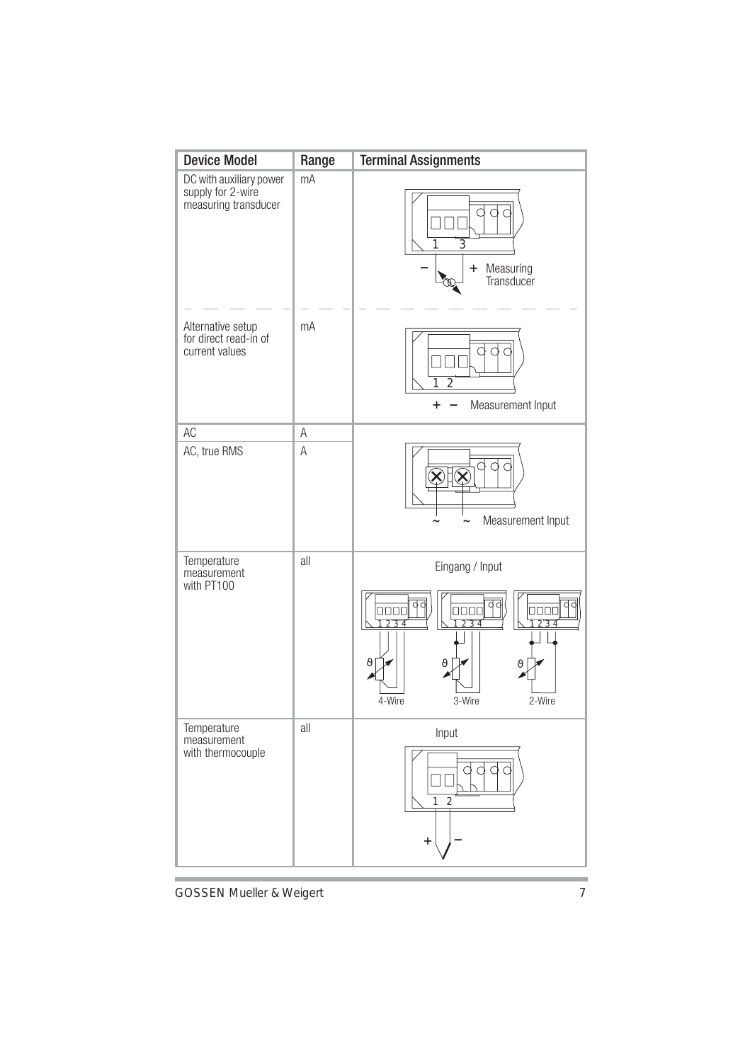| Device Model | Range | Terminal Assignments |
|---|---|---|
| DC with auxiliary power supply for 2-wire measuring transducer | mA | 1 3 – + Measuring Transducer |
| Alternative setup for direct read-in of current values | mA | 1 2 + – Measurement Input |
| AC | A | |
| AC, true RMS | A | ~ ~ Measurement Input |
| Temperature measurement with PT100 | all | Eingang / Input 1 2 3 4 4-Wire 1 2 3 4 3-Wire 1 2 3 4 2-Wire |
| Temperature measurement with thermocouple | all | Input 1 2 + – |

GOSSEN Mueller & Weigert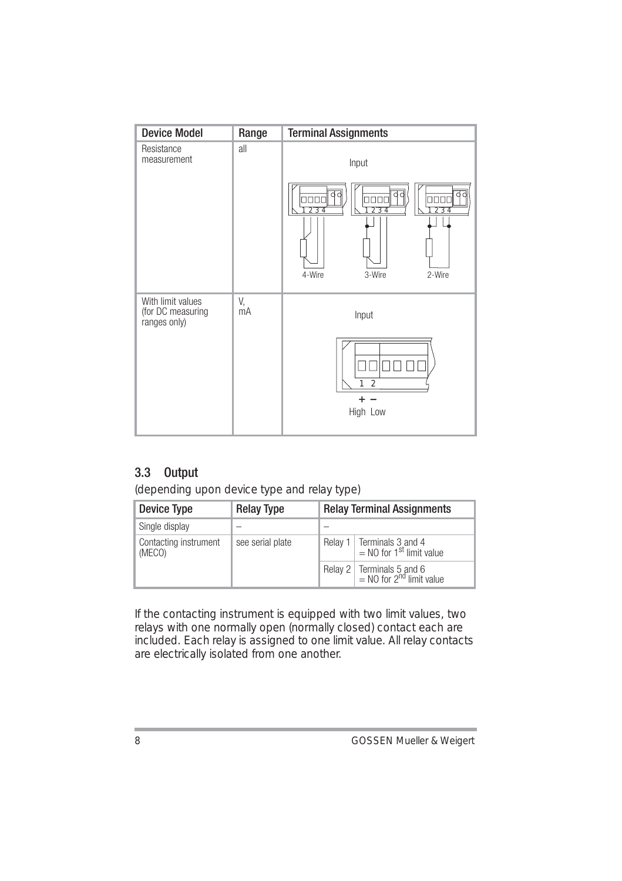| Device Model | Range | Terminal Assignments |
| --- | --- | --- |
| Resistance measurement | all | Input<br>1 2 3 4 / 1 2 3 4 / 1 2 3 4<br>4-Wire / 3-Wire / 2-Wire |
| With limit values (for DC measuring ranges only) | V, mA | Input<br>1 2<br>+ −<br>High Low |

## 3.3 Output

(depending upon device type and relay type)

| Device Type | Relay Type | Relay Terminal Assignments | |
| --- | --- | --- | --- |
| Single display | – | – | |
| Contacting instrument (MECO) | see serial plate | Relay 1 | Terminals 3 and 4 = NO for 1st limit value |
| | | Relay 2 | Terminals 5 and 6 = NO for 2nd limit value |

If the contacting instrument is equipped with two limit values, two relays with one normally open (normally closed) contact each are included. Each relay is assigned to one limit value. All relay contacts are electrically isolated from one another.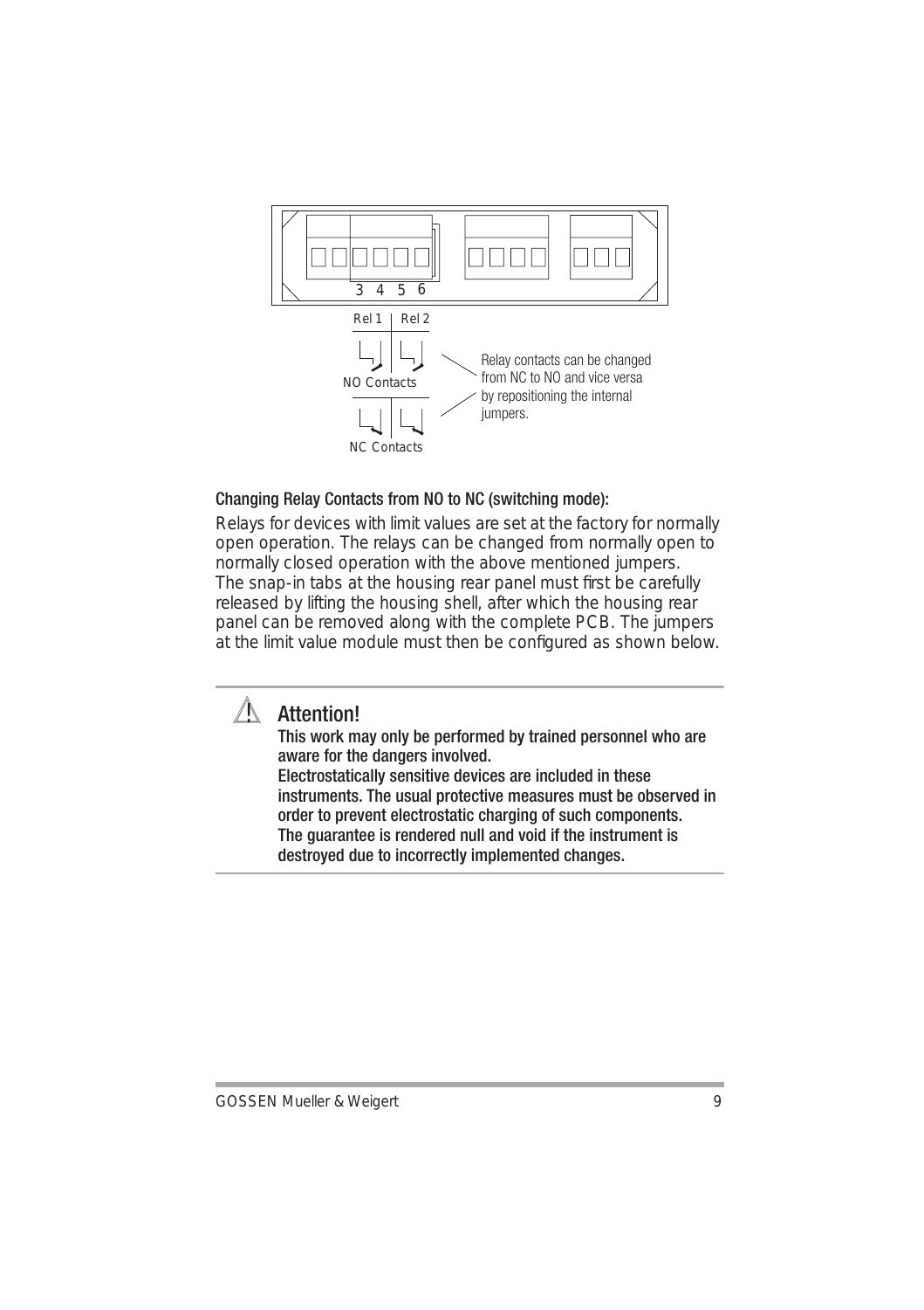3 4 5 6

Rel 1 | Rel 2

NO Contacts

NC Contacts

Relay contacts can be changed from NC to NO and vice versa by repositioning the internal jumpers.

### Changing Relay Contacts from NO to NC (switching mode):

Relays for devices with limit values are set at the factory for normally open operation. The relays can be changed from normally open to normally closed operation with the above mentioned jumpers. The snap-in tabs at the housing rear panel must first be carefully released by lifting the housing shell, after which the housing rear panel can be removed along with the complete PCB. The jumpers at the limit value module must then be configured as shown below.

### Attention!

**This work may only be performed by trained personnel who are aware for the dangers involved.**
**Electrostatically sensitive devices are included in these instruments. The usual protective measures must be observed in order to prevent electrostatic charging of such components.**
**The guarantee is rendered null and void if the instrument is destroyed due to incorrectly implemented changes.**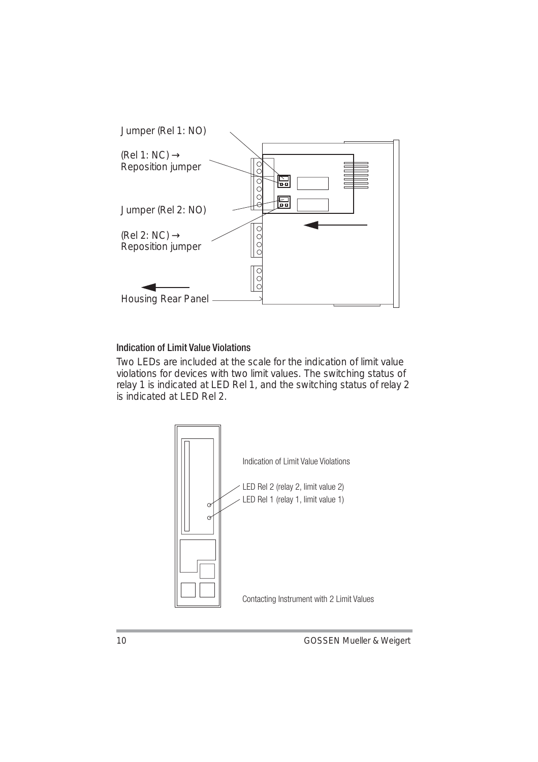Jumper (Rel 1: NO)

(Rel 1: NC) →
Reposition jumper

Jumper (Rel 2: NO)

(Rel 2: NC) →
Reposition jumper

Housing Rear Panel

### Indication of Limit Value Violations

Two LEDs are included at the scale for the indication of limit value violations for devices with two limit values. The switching status of relay 1 is indicated at LED Rel 1, and the switching status of relay 2 is indicated at LED Rel 2.

Indication of Limit Value Violations

LED Rel 2 (relay 2, limit value 2)

LED Rel 1 (relay 1, limit value 1)

Contacting Instrument with 2 Limit Values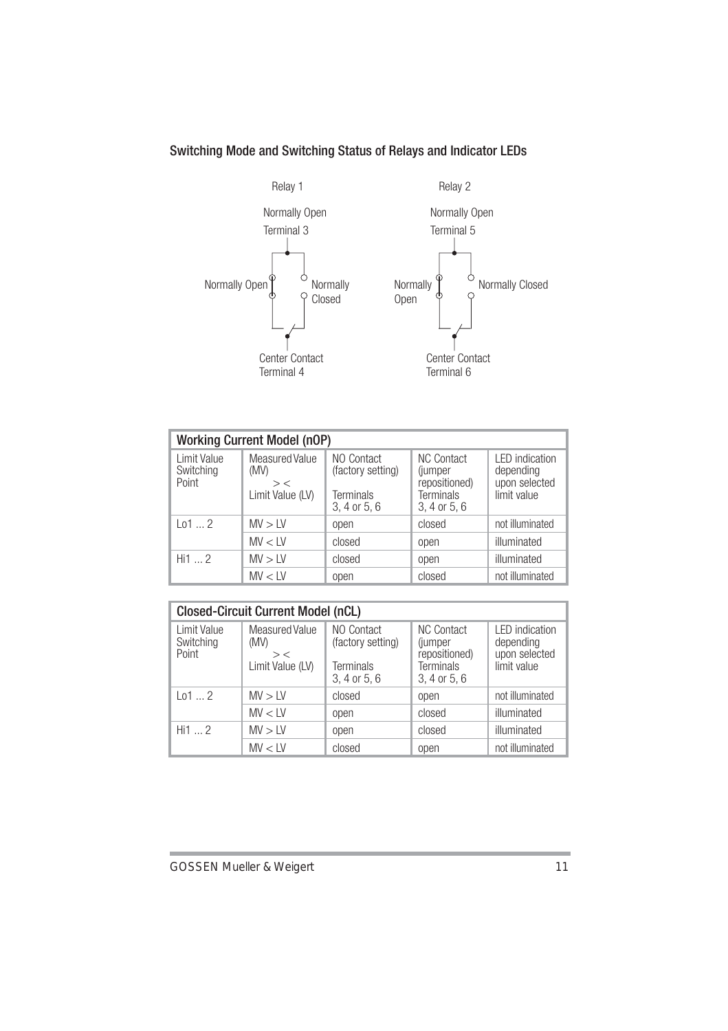## Switching Mode and Switching Status of Relays and Indicator LEDs

Relay 1

Normally Open
Terminal 3

Normally Open

Normally Closed

Center Contact
Terminal 4

Relay 2

Normally Open
Terminal 5

Normally Open

Normally Closed

Center Contact
Terminal 6

| **Working Current Model (nOP)** | | | | |
|---|---|---|---|---|
| Limit Value Switching Point | Measured Value (MV) > < Limit Value (LV) | NO Contact (factory setting) Terminals 3, 4 or 5, 6 | NC Contact (jumper repositioned) Terminals 3, 4 or 5, 6 | LED indication depending upon selected limit value |
| Lo1 ... 2 | MV > LV | open | closed | not illuminated |
| | MV < LV | closed | open | illuminated |
| Hi1 ... 2 | MV > LV | closed | open | illuminated |
| | MV < LV | open | closed | not illuminated |

| **Closed-Circuit Current Model (nCL)** | | | | |
|---|---|---|---|---|
| Limit Value Switching Point | Measured Value (MV) > < Limit Value (LV) | NO Contact (factory setting) Terminals 3, 4 or 5, 6 | NC Contact (jumper repositioned) Terminals 3, 4 or 5, 6 | LED indication depending upon selected limit value |
| Lo1 ... 2 | MV > LV | closed | open | not illuminated |
| | MV < LV | open | closed | illuminated |
| Hi1 ... 2 | MV > LV | open | closed | illuminated |
| | MV < LV | closed | open | not illuminated |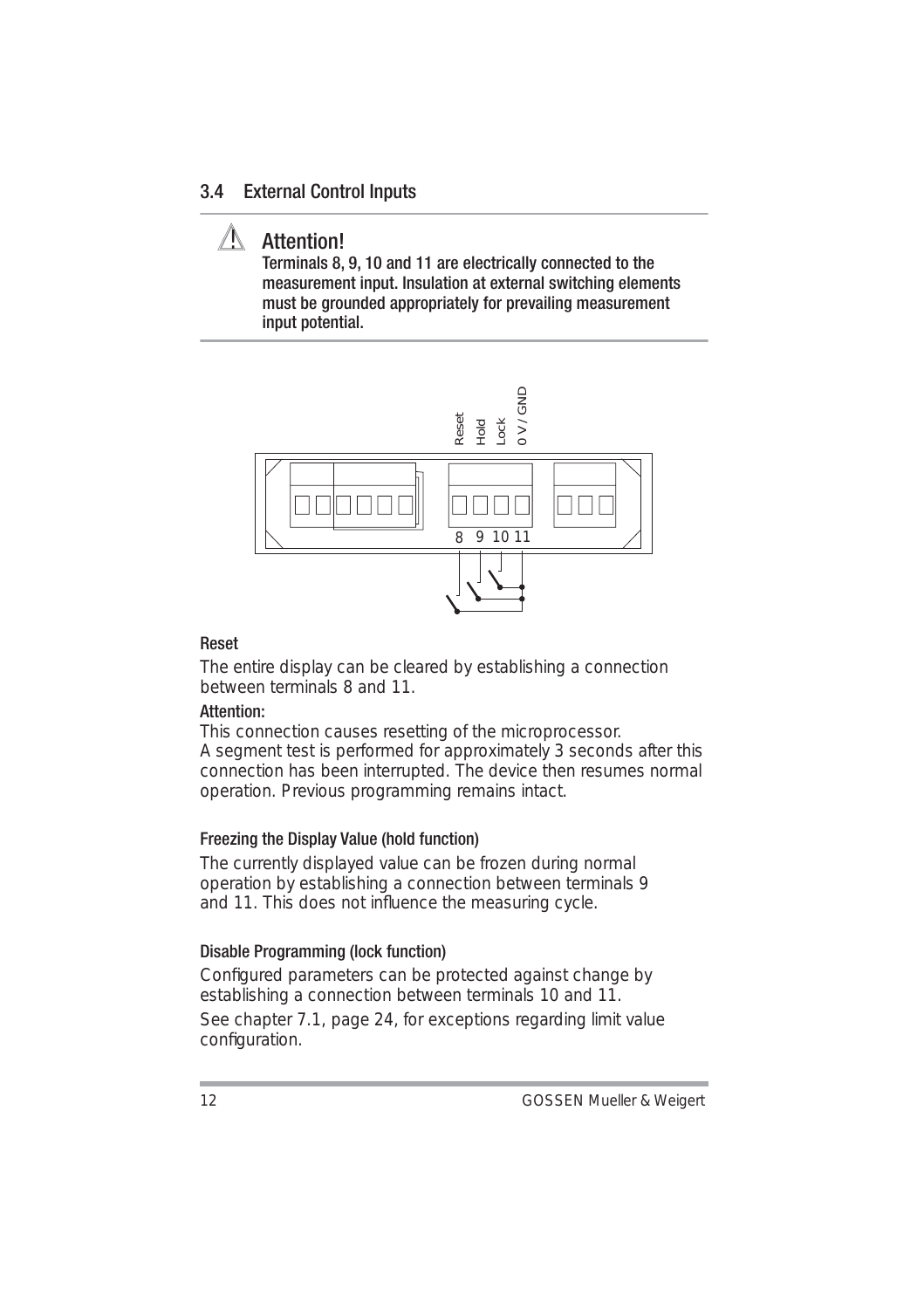## 3.4 External Control Inputs

**Attention!**
**Terminals 8, 9, 10 and 11 are electrically connected to the measurement input. Insulation at external switching elements must be grounded appropriately for prevailing measurement input potential.**

#### Reset

The entire display can be cleared by establishing a connection between terminals 8 and 11.

**Attention:**
This connection causes resetting of the microprocessor.
A segment test is performed for approximately 3 seconds after this connection has been interrupted. The device then resumes normal operation. Previous programming remains intact.

#### Freezing the Display Value (hold function)

The currently displayed value can be frozen during normal operation by establishing a connection between terminals 9 and 11. This does not influence the measuring cycle.

#### Disable Programming (lock function)

Configured parameters can be protected against change by establishing a connection between terminals 10 and 11.

See chapter 7.1, page 24, for exceptions regarding limit value configuration.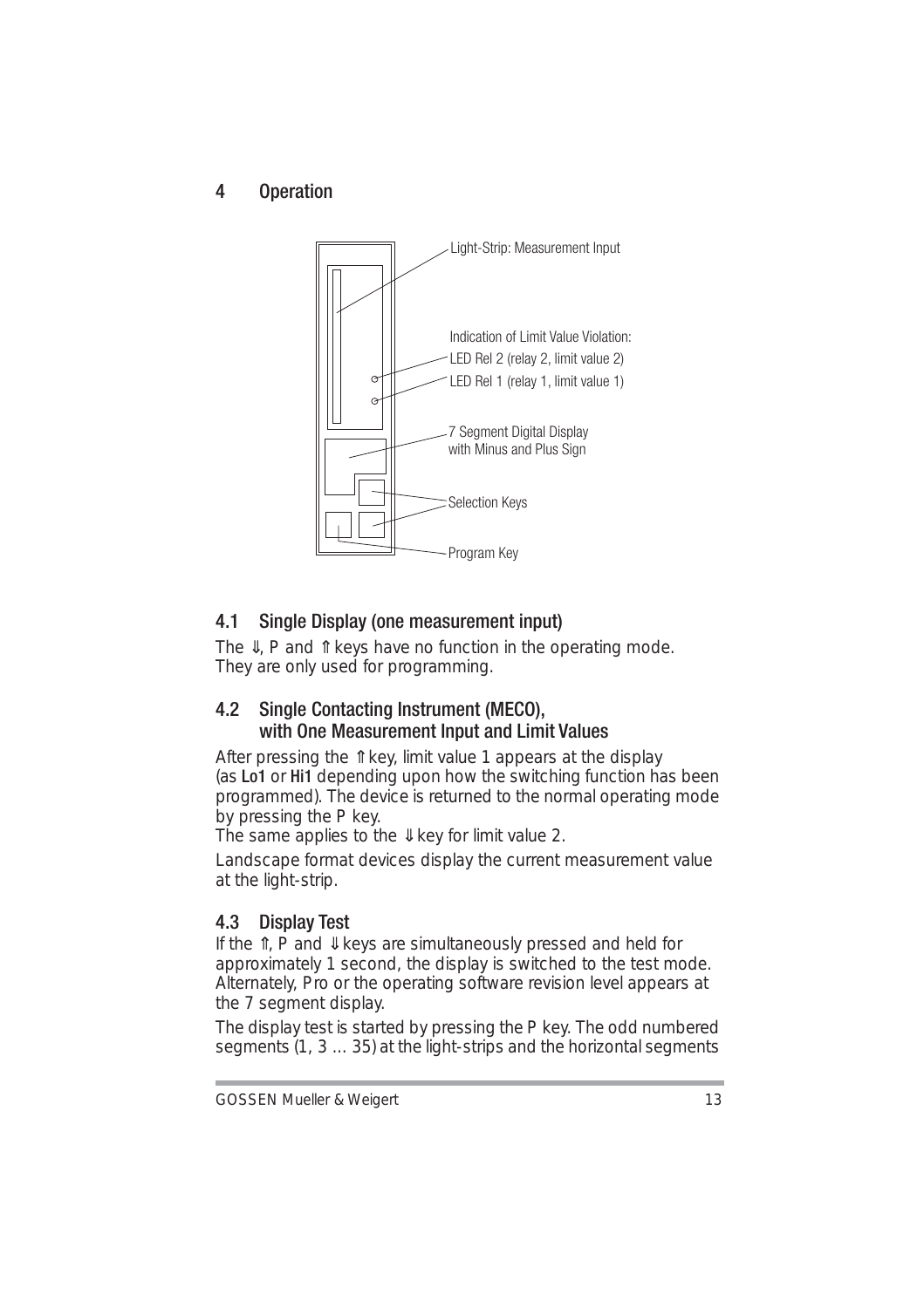## 4 Operation

Light-Strip: Measurement Input

Indication of Limit Value Violation:
LED Rel 2 (relay 2, limit value 2)
LED Rel 1 (relay 1, limit value 1)

7 Segment Digital Display with Minus and Plus Sign

Selection Keys

Program Key

### 4.1 Single Display (one measurement input)

The ⇓, P and ⇑ keys have no function in the operating mode. They are only used for programming.

### 4.2 Single Contacting Instrument (MECO), with One Measurement Input and Limit Values

After pressing the ⇑ key, limit value 1 appears at the display (as **Lo1** or **Hi1** depending upon how the switching function has been programmed). The device is returned to the normal operating mode by pressing the P key.
The same applies to the ⇓ key for limit value 2.

Landscape format devices display the current measurement value at the light-strip.

### 4.3 Display Test

If the ⇑, P and ⇓ keys are simultaneously pressed and held for approximately 1 second, the display is switched to the test mode. Alternately, Pro or the operating software revision level appears at the 7 segment display.

The display test is started by pressing the P key. The odd numbered segments (1, 3 ... 35) at the light-strips and the horizontal segments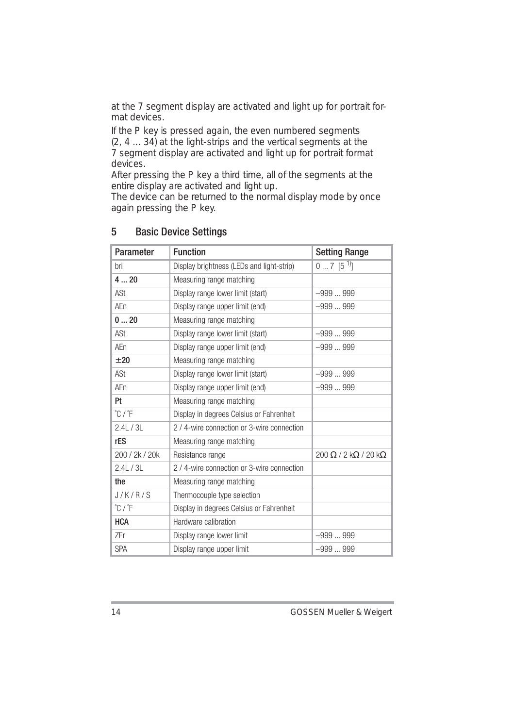at the 7 segment display are activated and light up for portrait format devices.

If the P key is pressed again, the even numbered segments (2, 4 ... 34) at the light-strips and the vertical segments at the 7 segment display are activated and light up for portrait format devices.

After pressing the P key a third time, all of the segments at the entire display are activated and light up.

The device can be returned to the normal display mode by once again pressing the P key.

## 5 Basic Device Settings

| Parameter | Function | Setting Range |
|---|---|---|
| bri | Display brightness (LEDs and light-strip) | 0 ... 7 [5 [1)]] |
| **4 ... 20** | Measuring range matching | |
| ASt | Display range lower limit (start) | –999 ... 999 |
| AEn | Display range upper limit (end) | –999 ... 999 |
| **0 ... 20** | Measuring range matching | |
| ASt | Display range lower limit (start) | –999 ... 999 |
| AEn | Display range upper limit (end) | –999 ... 999 |
| **±20** | Measuring range matching | |
| ASt | Display range lower limit (start) | –999 ... 999 |
| AEn | Display range upper limit (end) | –999 ... 999 |
| **Pt** | Measuring range matching | |
| °C / °F | Display in degrees Celsius or Fahrenheit | |
| 2.4L / 3L | 2 / 4-wire connection or 3-wire connection | |
| **rES** | Measuring range matching | |
| 200 / 2k / 20k | Resistance range | 200 Ω / 2 kΩ / 20 kΩ |
| 2.4L / 3L | 2 / 4-wire connection or 3-wire connection | |
| **the** | Measuring range matching | |
| J / K / R / S | Thermocouple type selection | |
| °C / °F | Display in degrees Celsius or Fahrenheit | |
| **HCA** | Hardware calibration | |
| ZEr | Display range lower limit | –999 ... 999 |
| SPA | Display range upper limit | –999 ... 999 |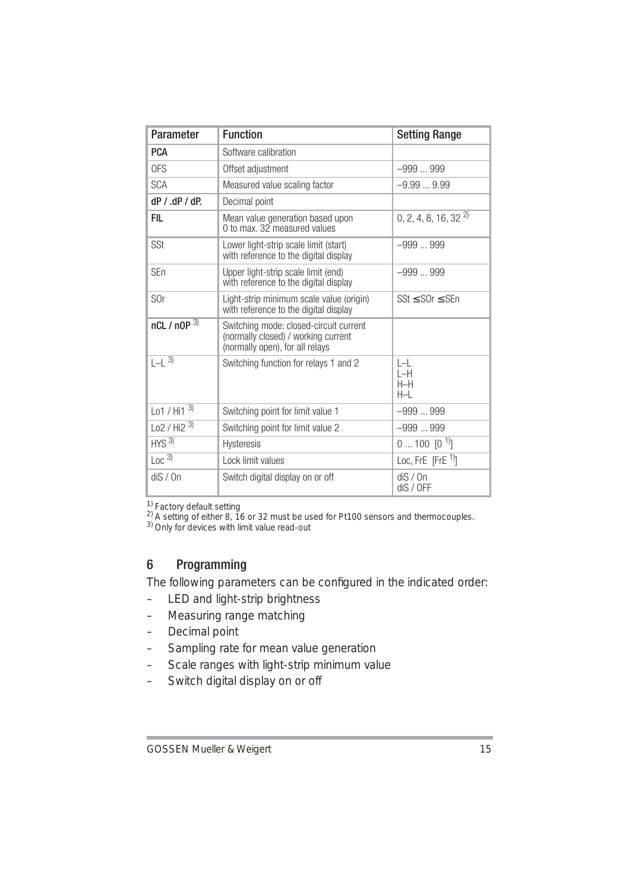| Parameter | Function | Setting Range |
| --- | --- | --- |
| **PCA** | Software calibration | |
| OFS | Offset adjustment | –999 ... 999 |
| SCA | Measured value scaling factor | –9.99 ... 9.99 |
| **dP / .dP / dP.** | Decimal point | |
| **FIL** | Mean value generation based upon 0 to max. 32 measured values | 0, 2, 4, 8, 16, 32 [2] |
| SSt | Lower light-strip scale limit (start) with reference to the digital display | –999 ... 999 |
| SEn | Upper light-strip scale limit (end) with reference to the digital display | –999 ... 999 |
| SOr | Light-strip minimum scale value (origin) with reference to the digital display | SSt ≤ SOr ≤ SEn |
| **nCL / nOP** [3] | Switching mode: closed-circuit current (normally closed) / working current (normally open), for all relays | |
| L–L [3] | Switching function for relays 1 and 2 | L–L<br>L–H<br>H–H<br>H–L |
| Lo1 / Hi1 [3] | Switching point for limit value 1 | –999 ... 999 |
| Lo2 / Hi2 [3] | Switching point for limit value 2 | –999 ... 999 |
| HYS [3] | Hysteresis | 0 ... 100 [0 [1]] |
| Loc [3] | Lock limit values | Loc, FrE [FrE [1]] |
| diS / On | Switch digital display on or off | diS / On<br>diS / OFF |

[1] Factory default setting
[2] A setting of either 8, 16 or 32 must be used for Pt100 sensors and thermocouples.
[3] Only for devices with limit value read-out

## 6 Programming

The following parameters can be configured in the indicated order:

- LED and light-strip brightness
- Measuring range matching
- Decimal point
- Sampling rate for mean value generation
- Scale ranges with light-strip minimum value
- Switch digital display on or off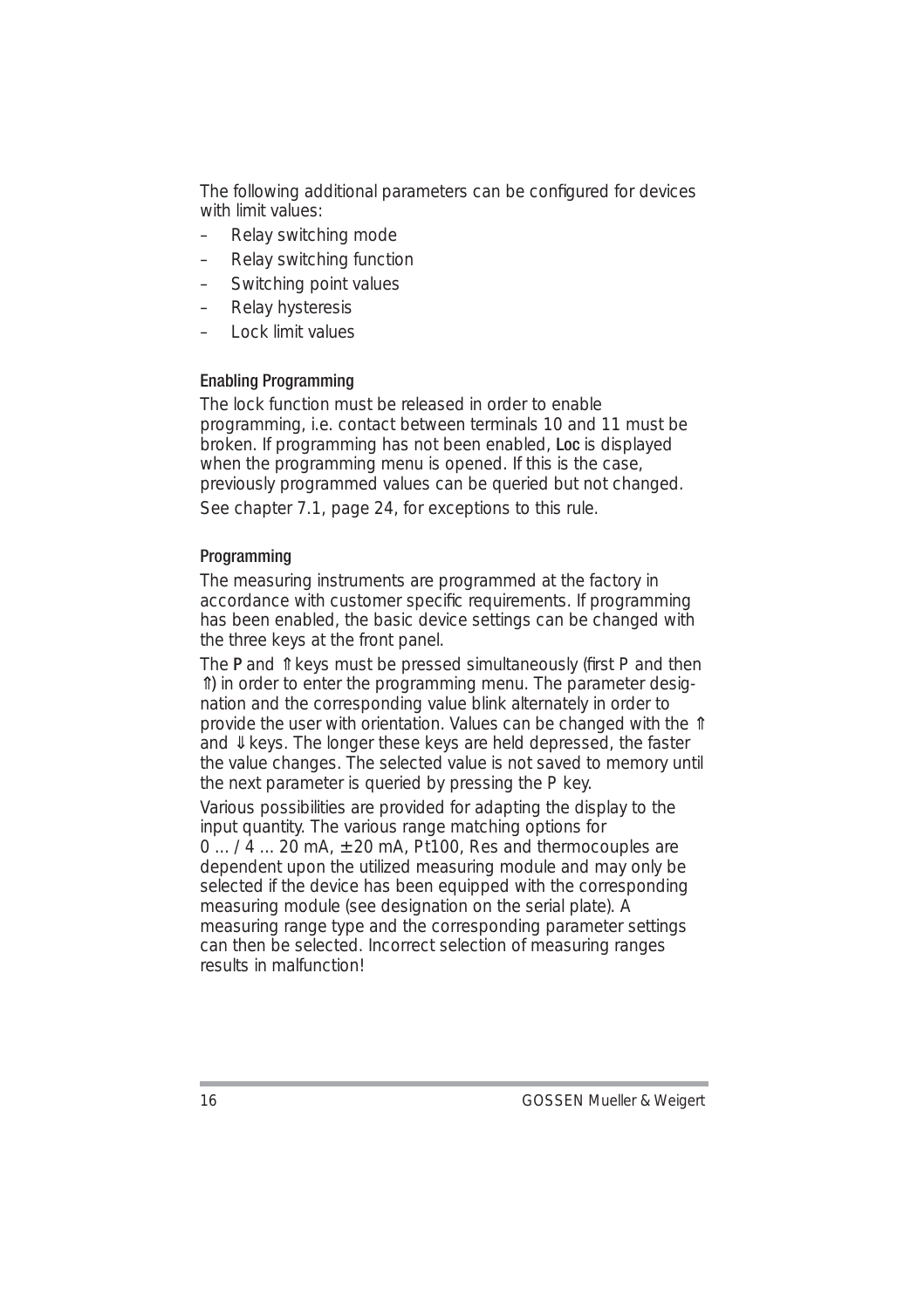The following additional parameters can be configured for devices with limit values:

- Relay switching mode
- Relay switching function
- Switching point values
- Relay hysteresis
- Lock limit values

### Enabling Programming

The lock function must be released in order to enable programming, i.e. contact between terminals 10 and 11 must be broken. If programming has not been enabled, **Loc** is displayed when the programming menu is opened. If this is the case, previously programmed values can be queried but not changed.

See chapter 7.1, page 24, for exceptions to this rule.

### Programming

The measuring instruments are programmed at the factory in accordance with customer specific requirements. If programming has been enabled, the basic device settings can be changed with the three keys at the front panel.

The **P** and ⇑ keys must be pressed simultaneously (first P and then ⇑) in order to enter the programming menu. The parameter designation and the corresponding value blink alternately in order to provide the user with orientation. Values can be changed with the ⇑ and ⇓ keys. The longer these keys are held depressed, the faster the value changes. The selected value is not saved to memory until the next parameter is queried by pressing the P key.

Various possibilities are provided for adapting the display to the input quantity. The various range matching options for 0 … / 4 … 20 mA, ± 20 mA, Pt100, Res and thermocouples are dependent upon the utilized measuring module and may only be selected if the device has been equipped with the corresponding measuring module (see designation on the serial plate). A measuring range type and the corresponding parameter settings can then be selected. Incorrect selection of measuring ranges results in malfunction!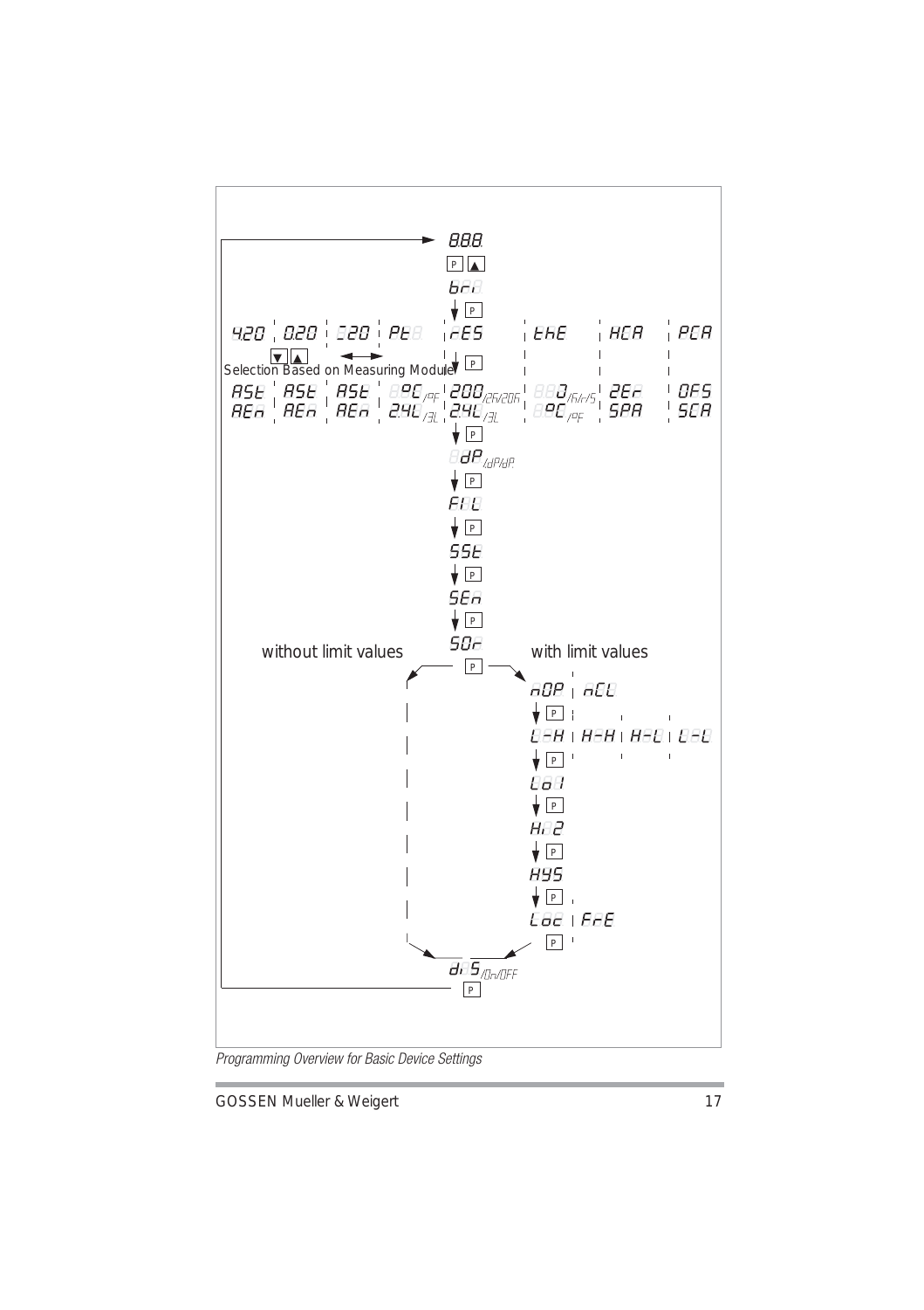888.

P ▲

bri

P

| 4.20 | 0.20 | 20 | Pt | rES | thE | HCA | PCA |
|---|---|---|---|---|---|---|---|
| ▼ ▲ | | ←→ | | P | | | |
| ASt | ASt | ASt | °C/°F | 200/2k/20k | 0/k/r/S | 2Er | OFS |
| AEn | AEn | AEn | 2.4L/3L | 2.4L/3L | °C/°F | SPA | SCA |

Selection Based on Measuring Module

P

dP/dP/dP.

P

FIL

P

SSt

P

SEn

P

SOr

without limit values | with limit values

P

nOP | nCL

P

L-H | H-H | H-L | L-L

P

Lo1

P

Hi2

P

HYS

P

Loc | FrE

P

diS/On/OFF

P

*Programming Overview for Basic Device Settings*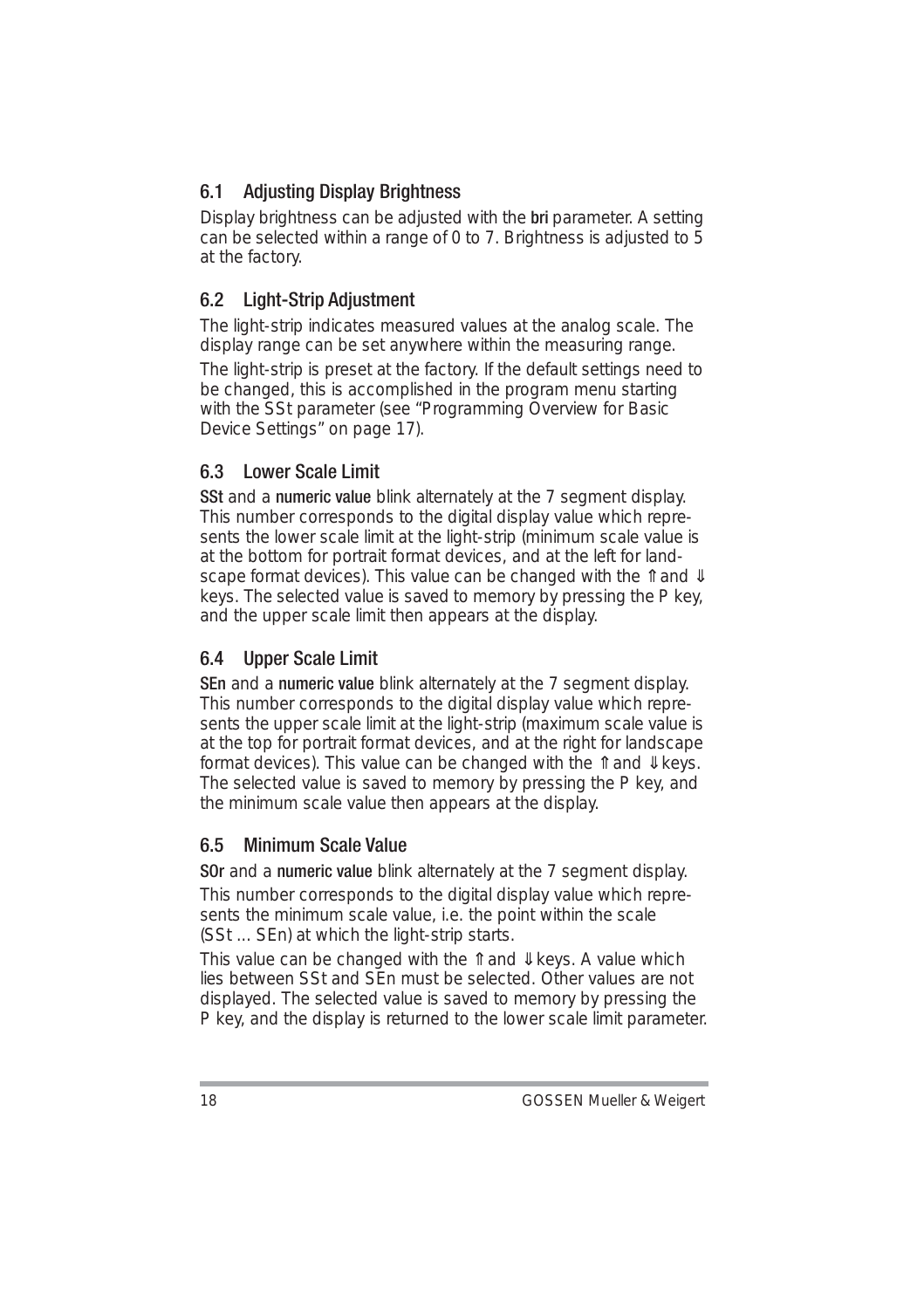## 6.1 Adjusting Display Brightness

Display brightness can be adjusted with the **bri** parameter. A setting can be selected within a range of 0 to 7. Brightness is adjusted to 5 at the factory.

## 6.2 Light-Strip Adjustment

The light-strip indicates measured values at the analog scale. The display range can be set anywhere within the measuring range.

The light-strip is preset at the factory. If the default settings need to be changed, this is accomplished in the program menu starting with the SSt parameter (see "Programming Overview for Basic Device Settings" on page 17).

## 6.3 Lower Scale Limit

**SSt** and a **numeric value** blink alternately at the 7 segment display. This number corresponds to the digital display value which represents the lower scale limit at the light-strip (minimum scale value is at the bottom for portrait format devices, and at the left for landscape format devices). This value can be changed with the ⇑ and ⇓ keys. The selected value is saved to memory by pressing the P key, and the upper scale limit then appears at the display.

## 6.4 Upper Scale Limit

**SEn** and a **numeric value** blink alternately at the 7 segment display. This number corresponds to the digital display value which represents the upper scale limit at the light-strip (maximum scale value is at the top for portrait format devices, and at the right for landscape format devices). This value can be changed with the ⇑ and ⇓ keys. The selected value is saved to memory by pressing the P key, and the minimum scale value then appears at the display.

## 6.5 Minimum Scale Value

**SOr** and a **numeric value** blink alternately at the 7 segment display.

This number corresponds to the digital display value which represents the minimum scale value, i.e. the point within the scale (SSt ... SEn) at which the light-strip starts.

This value can be changed with the ⇑ and ⇓ keys. A value which lies between SSt and SEn must be selected. Other values are not displayed. The selected value is saved to memory by pressing the P key, and the display is returned to the lower scale limit parameter.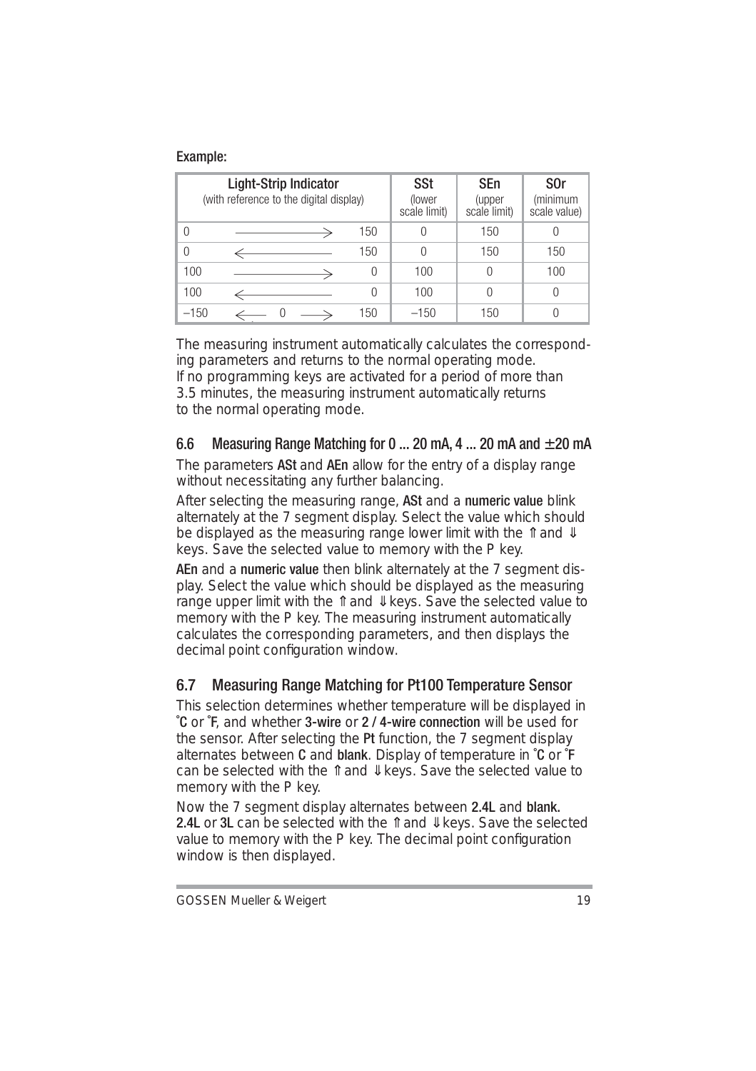**Example:**

| Light-Strip Indicator (with reference to the digital display) | SSt (lower scale limit) | SEn (upper scale limit) | S0r (minimum scale value) |
|---|---|---|---|
| 0 ————————> 150 | 0 | 150 | 0 |
| 0 <———————— 150 | 0 | 150 | 150 |
| 100 ————————> 0 | 100 | 0 | 100 |
| 100 <———————— 0 | 100 | 0 | 0 |
| –150 <—— 0 ——> 150 | –150 | 150 | 0 |

The measuring instrument automatically calculates the corresponding parameters and returns to the normal operating mode.
If no programming keys are activated for a period of more than 3.5 minutes, the measuring instrument automatically returns to the normal operating mode.

## 6.6 Measuring Range Matching for 0 ... 20 mA, 4 ... 20 mA and ±20 mA

The parameters **ASt** and **AEn** allow for the entry of a display range without necessitating any further balancing.

After selecting the measuring range, **ASt** and a **numeric value** blink alternately at the 7 segment display. Select the value which should be displayed as the measuring range lower limit with the ⇑ and ⇓ keys. Save the selected value to memory with the P key.

**AEn** and a **numeric value** then blink alternately at the 7 segment display. Select the value which should be displayed as the measuring range upper limit with the ⇑ and ⇓ keys. Save the selected value to memory with the P key. The measuring instrument automatically calculates the corresponding parameters, and then displays the decimal point configuration window.

## 6.7 Measuring Range Matching for Pt100 Temperature Sensor

This selection determines whether temperature will be displayed in **°C** or **°F**, and whether **3-wire** or **2 / 4-wire connection** will be used for the sensor. After selecting the **Pt** function, the 7 segment display alternates between **C** and **blank**. Display of temperature in **°C** or **°F** can be selected with the ⇑ and ⇓ keys. Save the selected value to memory with the P key.

Now the 7 segment display alternates between **2.4L** and **blank.** **2.4L** or **3L** can be selected with the ⇑ and ⇓ keys. Save the selected value to memory with the P key. The decimal point configuration window is then displayed.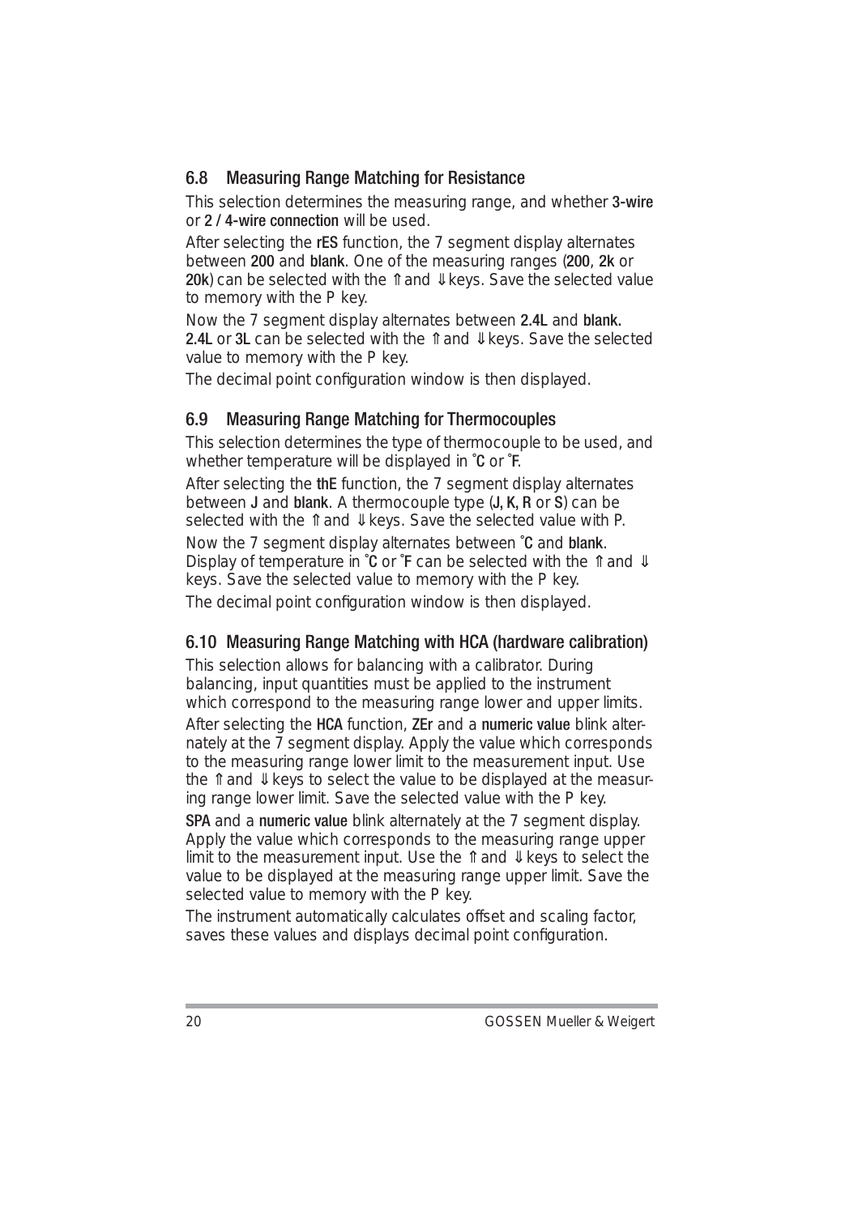## 6.8 Measuring Range Matching for Resistance

This selection determines the measuring range, and whether **3-wire** or **2 / 4-wire connection** will be used.

After selecting the **rES** function, the 7 segment display alternates between **200** and **blank**. One of the measuring ranges (**200**, **2k** or **20k**) can be selected with the ⇑ and ⇓ keys. Save the selected value to memory with the P key.

Now the 7 segment display alternates between **2.4L** and **blank.** **2.4L** or **3L** can be selected with the ⇑ and ⇓ keys. Save the selected value to memory with the P key.

The decimal point configuration window is then displayed.

## 6.9 Measuring Range Matching for Thermocouples

This selection determines the type of thermocouple to be used, and whether temperature will be displayed in **°C** or **°F**.

After selecting the **thE** function, the 7 segment display alternates between **J** and **blank**. A thermocouple type (**J, K, R** or **S**) can be selected with the ⇑ and ⇓ keys. Save the selected value with P.

Now the 7 segment display alternates between **°C** and **blank**. Display of temperature in **°C** or **°F** can be selected with the ⇑ and ⇓ keys. Save the selected value to memory with the P key.

The decimal point configuration window is then displayed.

## 6.10 Measuring Range Matching with HCA (hardware calibration)

This selection allows for balancing with a calibrator. During balancing, input quantities must be applied to the instrument which correspond to the measuring range lower and upper limits.

After selecting the **HCA** function, **ZEr** and a **numeric value** blink alternately at the 7 segment display. Apply the value which corresponds to the measuring range lower limit to the measurement input. Use the ⇑ and ⇓ keys to select the value to be displayed at the measuring range lower limit. Save the selected value with the P key.

**SPA** and a **numeric value** blink alternately at the 7 segment display. Apply the value which corresponds to the measuring range upper limit to the measurement input. Use the ⇑ and ⇓ keys to select the value to be displayed at the measuring range upper limit. Save the selected value to memory with the P key.

The instrument automatically calculates offset and scaling factor, saves these values and displays decimal point configuration.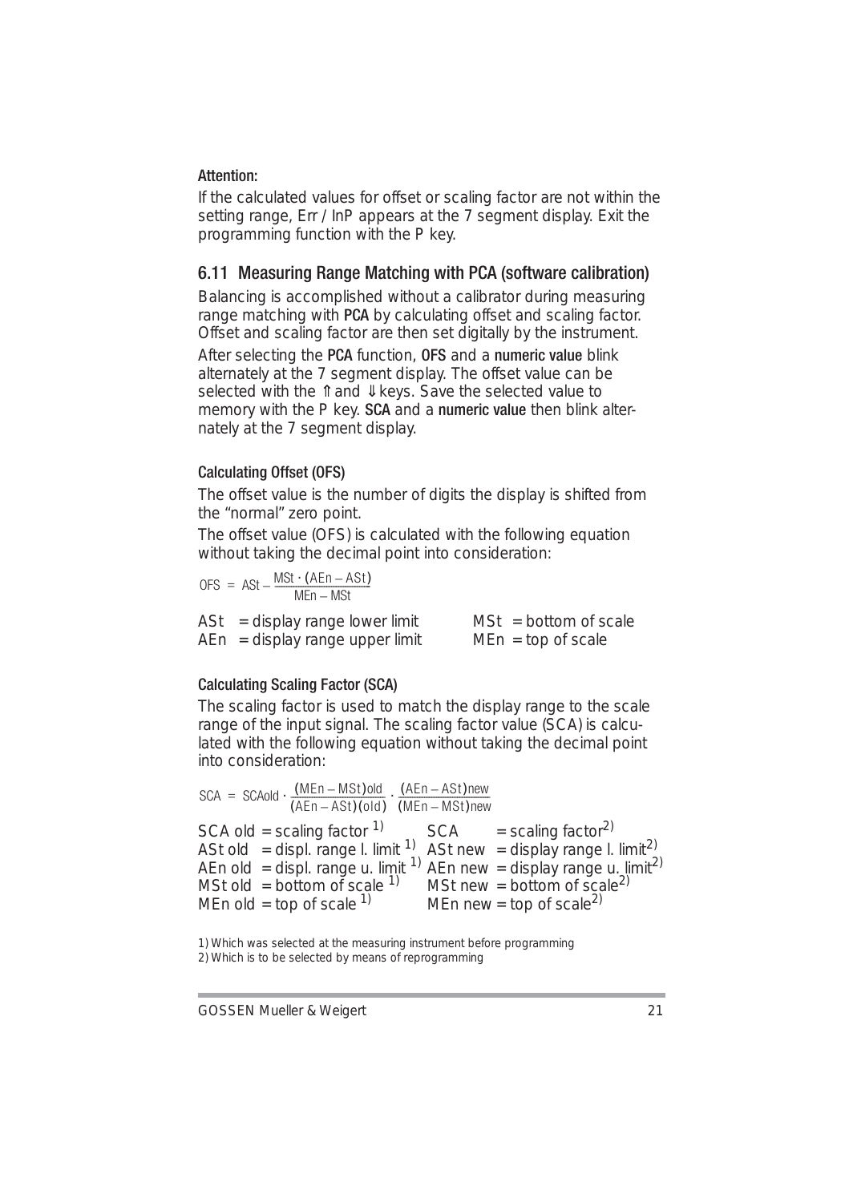**Attention:**

If the calculated values for offset or scaling factor are not within the setting range, Err / InP appears at the 7 segment display. Exit the programming function with the P key.

## 6.11 Measuring Range Matching with PCA (software calibration)

Balancing is accomplished without a calibrator during measuring range matching with **PCA** by calculating offset and scaling factor. Offset and scaling factor are then set digitally by the instrument.

After selecting the **PCA** function, **OFS** and a **numeric value** blink alternately at the 7 segment display. The offset value can be selected with the ⇑ and ⇓ keys. Save the selected value to memory with the P key. **SCA** and a **numeric value** then blink alternately at the 7 segment display.

### Calculating Offset (OFS)

The offset value is the number of digits the display is shifted from the "normal" zero point.

The offset value (OFS) is calculated with the following equation without taking the decimal point into consideration:

$$OFS = ASt - \frac{MSt \cdot (AEn - ASt)}{MEn - MSt}$$

ASt = display range lower limit  
AEn = display range upper limit  
MSt = bottom of scale  
MEn = top of scale

### Calculating Scaling Factor (SCA)

The scaling factor is used to match the display range to the scale range of the input signal. The scaling factor value (SCA) is calculated with the following equation without taking the decimal point into consideration:

$$SCA = SCAold \cdot \frac{(MEn - MSt)old}{(AEn - ASt)(old)} \cdot \frac{(AEn - ASt)new}{(MEn - MSt)new}$$

SCA old = scaling factor [1]  
ASt old = displ. range l. limit [1]  
AEn old = displ. range u. limit [1]  
MSt old = bottom of scale [1]  
MEn old = top of scale [1]  
SCA = scaling factor[2]  
ASt new = display range l. limit[2]  
AEn new = display range u. limit[2]  
MSt new = bottom of scale[2]  
MEn new = top of scale[2]

1) Which was selected at the measuring instrument before programming  
2) Which is to be selected by means of reprogramming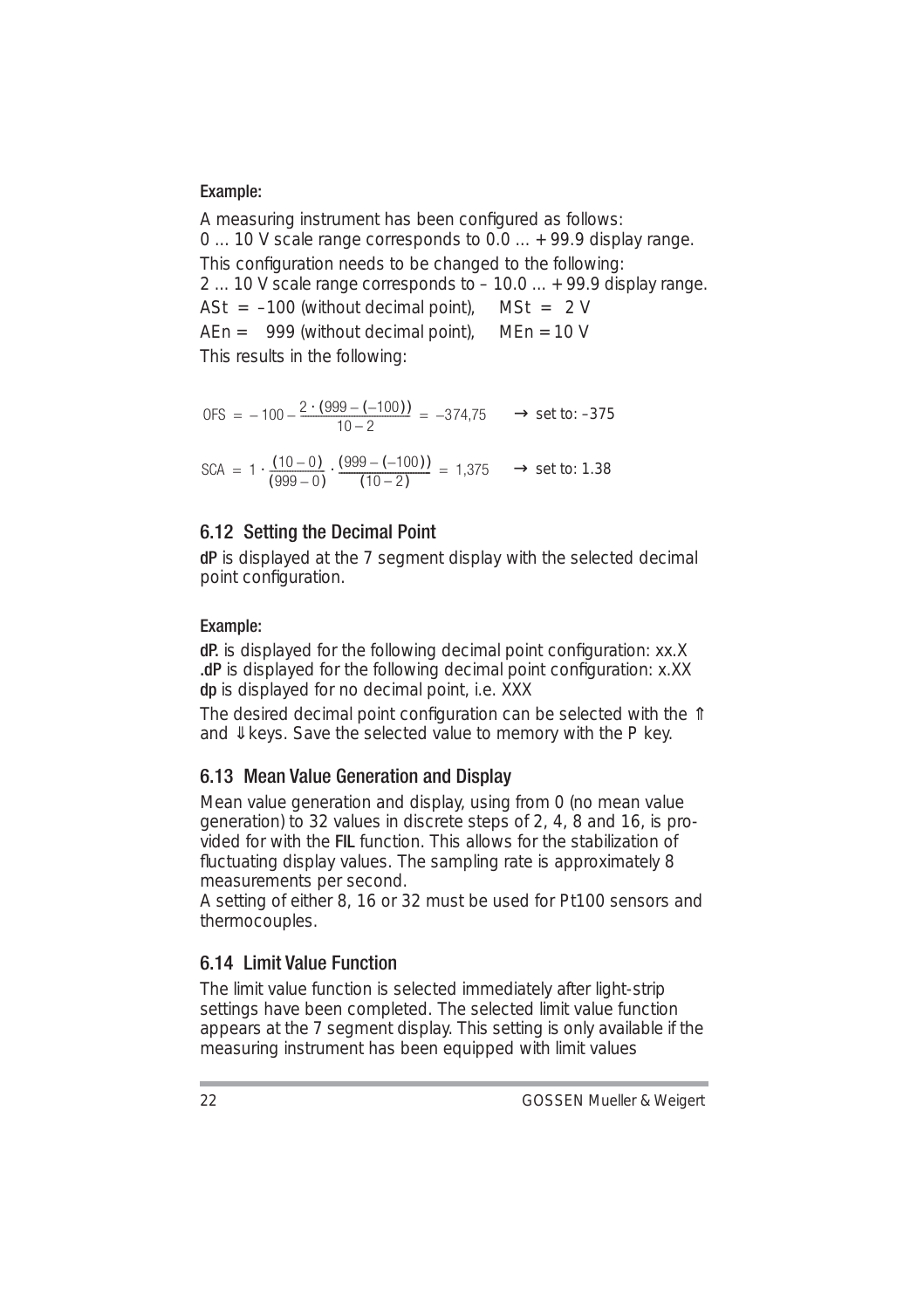**Example:**

A measuring instrument has been configured as follows:
0 ... 10 V scale range corresponds to 0.0 ... + 99.9 display range.
This configuration needs to be changed to the following:
2 ... 10 V scale range corresponds to – 10.0 ... + 99.9 display range.
ASt = –100 (without decimal point), MSt = 2 V
AEn = 999 (without decimal point), MEn = 10 V
This results in the following:

$$\text{OFS} = -100 - \frac{2 \cdot (999 - (-100))}{10 - 2} = -374{,}75 \quad \rightarrow \text{ set to: } -375$$

$$\text{SCA} = 1 \cdot \frac{(10 - 0)}{(999 - 0)} \cdot \frac{(999 - (-100))}{(10 - 2)} = 1{,}375 \quad \rightarrow \text{ set to: } 1.38$$

## 6.12 Setting the Decimal Point

**dP** is displayed at the 7 segment display with the selected decimal point configuration.

**Example:**

**dP.** is displayed for the following decimal point configuration: xx.X
**.dP** is displayed for the following decimal point configuration: x.XX
**dp** is displayed for no decimal point, i.e. XXX

The desired decimal point configuration can be selected with the ⇑ and ⇓ keys. Save the selected value to memory with the P key.

## 6.13 Mean Value Generation and Display

Mean value generation and display, using from 0 (no mean value generation) to 32 values in discrete steps of 2, 4, 8 and 16, is provided for with the **FIL** function. This allows for the stabilization of fluctuating display values. The sampling rate is approximately 8 measurements per second.
A setting of either 8, 16 or 32 must be used for Pt100 sensors and thermocouples.

## 6.14 Limit Value Function

The limit value function is selected immediately after light-strip settings have been completed. The selected limit value function appears at the 7 segment display. This setting is only available if the measuring instrument has been equipped with limit values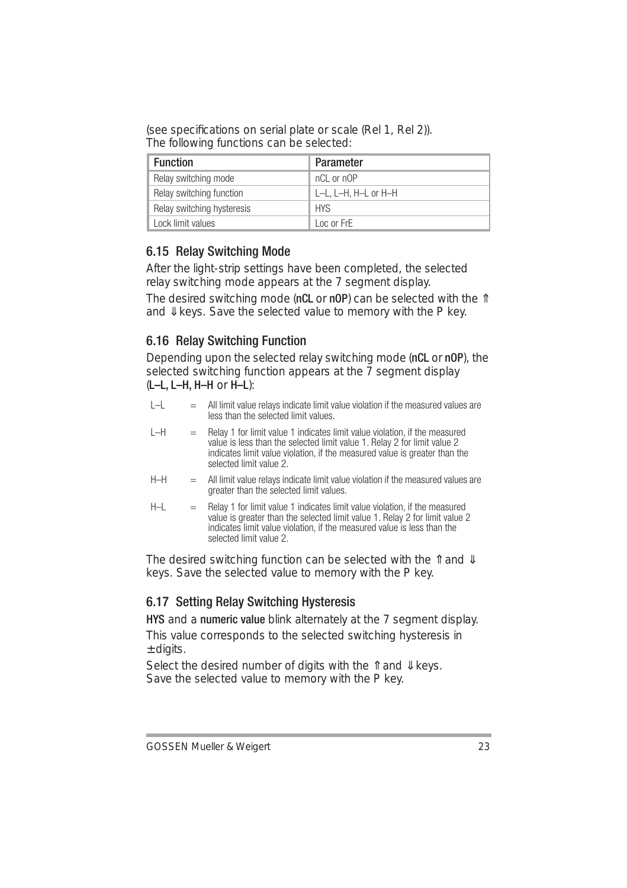(see specifications on serial plate or scale (Rel 1, Rel 2)).
The following functions can be selected:

| Function | Parameter |
|---|---|
| Relay switching mode | nCL or nOP |
| Relay switching function | L–L, L–H, H–L or H–H |
| Relay switching hysteresis | HYS |
| Lock limit values | Loc or FrE |

## 6.15 Relay Switching Mode

After the light-strip settings have been completed, the selected relay switching mode appears at the 7 segment display.

The desired switching mode (**nCL** or **nOP**) can be selected with the ⇑ and ⇓ keys. Save the selected value to memory with the P key.

## 6.16 Relay Switching Function

Depending upon the selected relay switching mode (**nCL** or **nOP**), the selected switching function appears at the 7 segment display (**L–L**, **L–H**, **H–H** or **H–L**):

- L–L = All limit value relays indicate limit value violation if the measured values are less than the selected limit values.
- L–H = Relay 1 for limit value 1 indicates limit value violation, if the measured value is less than the selected limit value 1. Relay 2 for limit value 2 indicates limit value violation, if the measured value is greater than the selected limit value 2.
- H–H = All limit value relays indicate limit value violation if the measured values are greater than the selected limit values.
- H–L = Relay 1 for limit value 1 indicates limit value violation, if the measured value is greater than the selected limit value 1. Relay 2 for limit value 2 indicates limit value violation, if the measured value is less than the selected limit value 2.

The desired switching function can be selected with the ⇑ and ⇓ keys. Save the selected value to memory with the P key.

## 6.17 Setting Relay Switching Hysteresis

**HYS** and a **numeric value** blink alternately at the 7 segment display.

This value corresponds to the selected switching hysteresis in ± digits.

Select the desired number of digits with the ⇑ and ⇓ keys.
Save the selected value to memory with the P key.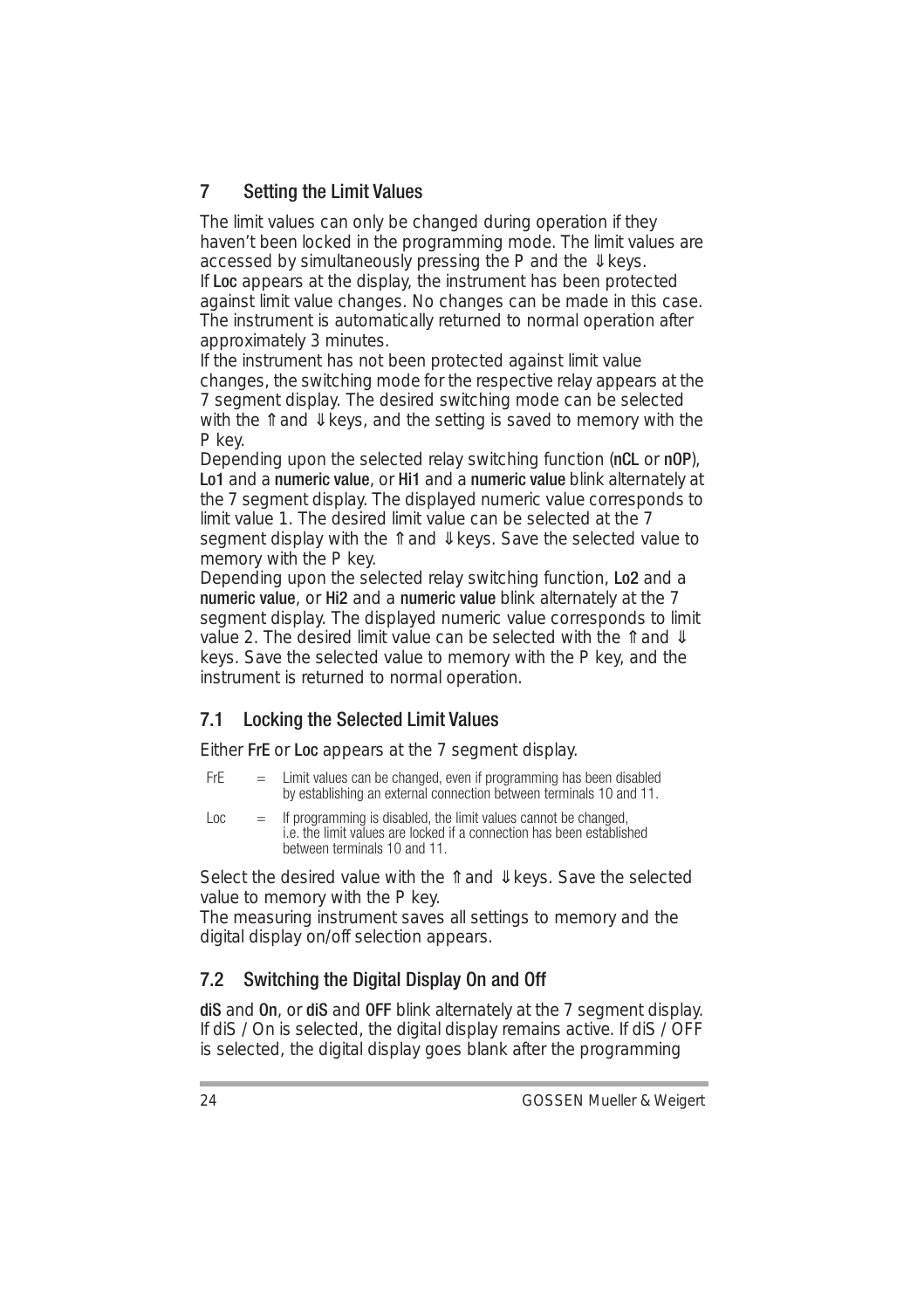## 7 Setting the Limit Values

The limit values can only be changed during operation if they haven't been locked in the programming mode. The limit values are accessed by simultaneously pressing the P and the ⇓ keys.
If **Loc** appears at the display, the instrument has been protected against limit value changes. No changes can be made in this case. The instrument is automatically returned to normal operation after approximately 3 minutes.
If the instrument has not been protected against limit value changes, the switching mode for the respective relay appears at the 7 segment display. The desired switching mode can be selected with the ⇑ and ⇓ keys, and the setting is saved to memory with the P key.
Depending upon the selected relay switching function (**nCL** or **nOP**), **Lo1** and a **numeric value**, or **Hi1** and a **numeric value** blink alternately at the 7 segment display. The displayed numeric value corresponds to limit value 1. The desired limit value can be selected at the 7 segment display with the ⇑ and ⇓ keys. Save the selected value to memory with the P key.
Depending upon the selected relay switching function, **Lo2** and a **numeric value**, or **Hi2** and a **numeric value** blink alternately at the 7 segment display. The displayed numeric value corresponds to limit value 2. The desired limit value can be selected with the ⇑ and ⇓ keys. Save the selected value to memory with the P key, and the instrument is returned to normal operation.

### 7.1 Locking the Selected Limit Values

Either **FrE** or **Loc** appears at the 7 segment display.

FrE = Limit values can be changed, even if programming has been disabled by establishing an external connection between terminals 10 and 11.

Loc = If programming is disabled, the limit values cannot be changed, i.e. the limit values are locked if a connection has been established between terminals 10 and 11.

Select the desired value with the ⇑ and ⇓ keys. Save the selected value to memory with the P key.
The measuring instrument saves all settings to memory and the digital display on/off selection appears.

### 7.2 Switching the Digital Display On and Off

**diS** and **On**, or **diS** and **OFF** blink alternately at the 7 segment display. If diS / On is selected, the digital display remains active. If diS / OFF is selected, the digital display goes blank after the programming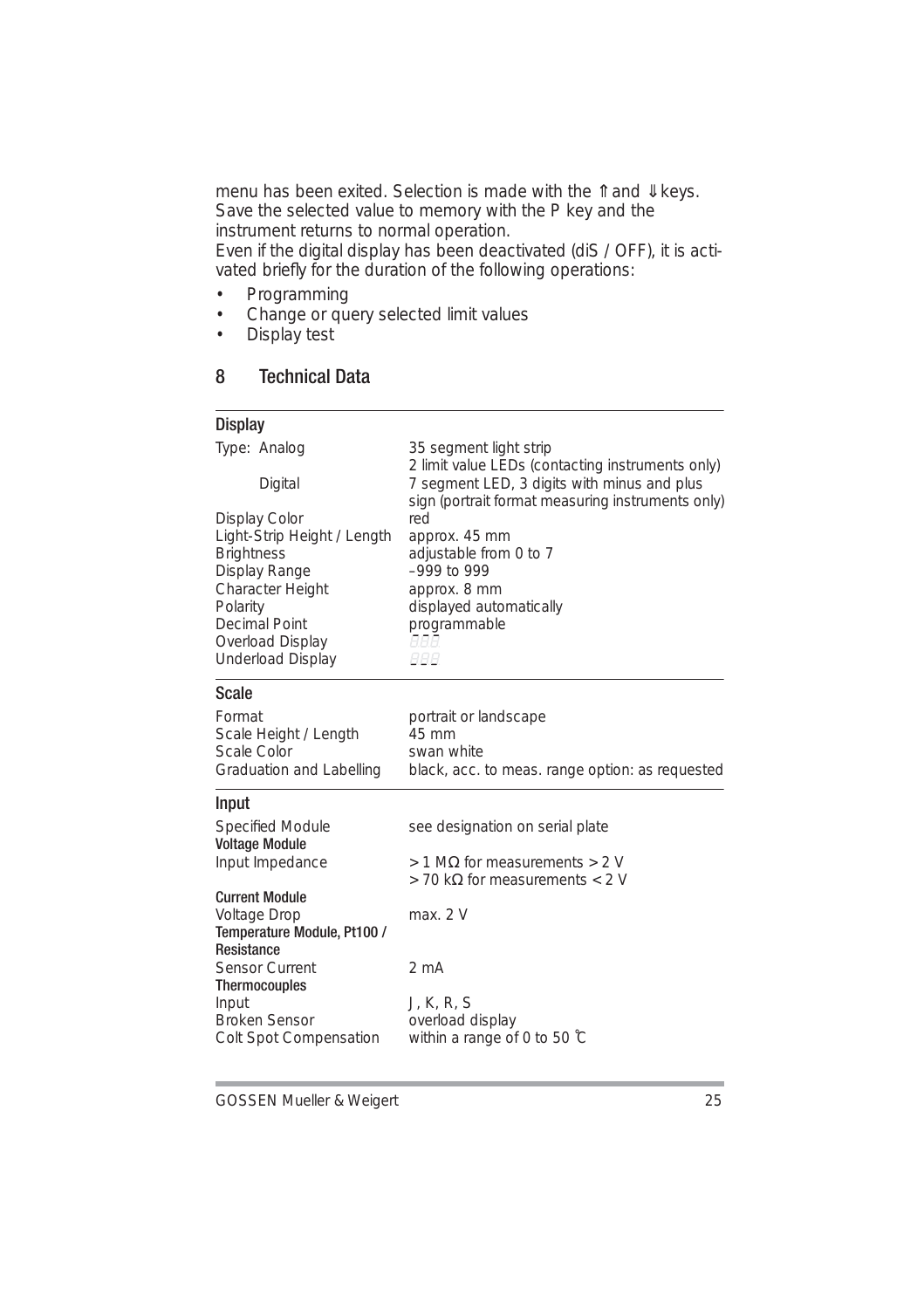menu has been exited. Selection is made with the ⇑ and ⇓ keys. Save the selected value to memory with the P key and the instrument returns to normal operation.
Even if the digital display has been deactivated (diS / OFF), it is activated briefly for the duration of the following operations:

- Programming
- Change or query selected limit values
- Display test

## 8 Technical Data

### Display

| | |
|---|---|
| Type: Analog | 35 segment light strip<br>2 limit value LEDs (contacting instruments only) |
| Digital | 7 segment LED, 3 digits with minus and plus sign (portrait format measuring instruments only) |
| Display Color | red |
| Light-Strip Height / Length | approx. 45 mm |
| Brightness | adjustable from 0 to 7 |
| Display Range | –999 to 999 |
| Character Height | approx. 8 mm |
| Polarity | displayed automatically |
| Decimal Point | programmable |
| Overload Display | 888 |
| Underload Display | 888 |

### Scale

| | |
|---|---|
| Format | portrait or landscape |
| Scale Height / Length | 45 mm |
| Scale Color | swan white |
| Graduation and Labelling | black, acc. to meas. range option: as requested |

### Input

| | |
|---|---|
| Specified Module | see designation on serial plate |
| **Voltage Module** | |
| Input Impedance | > 1 MΩ for measurements > 2 V<br>> 70 kΩ for measurements < 2 V |
| **Current Module** | |
| Voltage Drop | max. 2 V |
| **Temperature Module, Pt100 / Resistance** | |
| Sensor Current | 2 mA |
| **Thermocouples** | |
| Input | J, K, R, S |
| Broken Sensor | overload display |
| Colt Spot Compensation | within a range of 0 to 50 °C |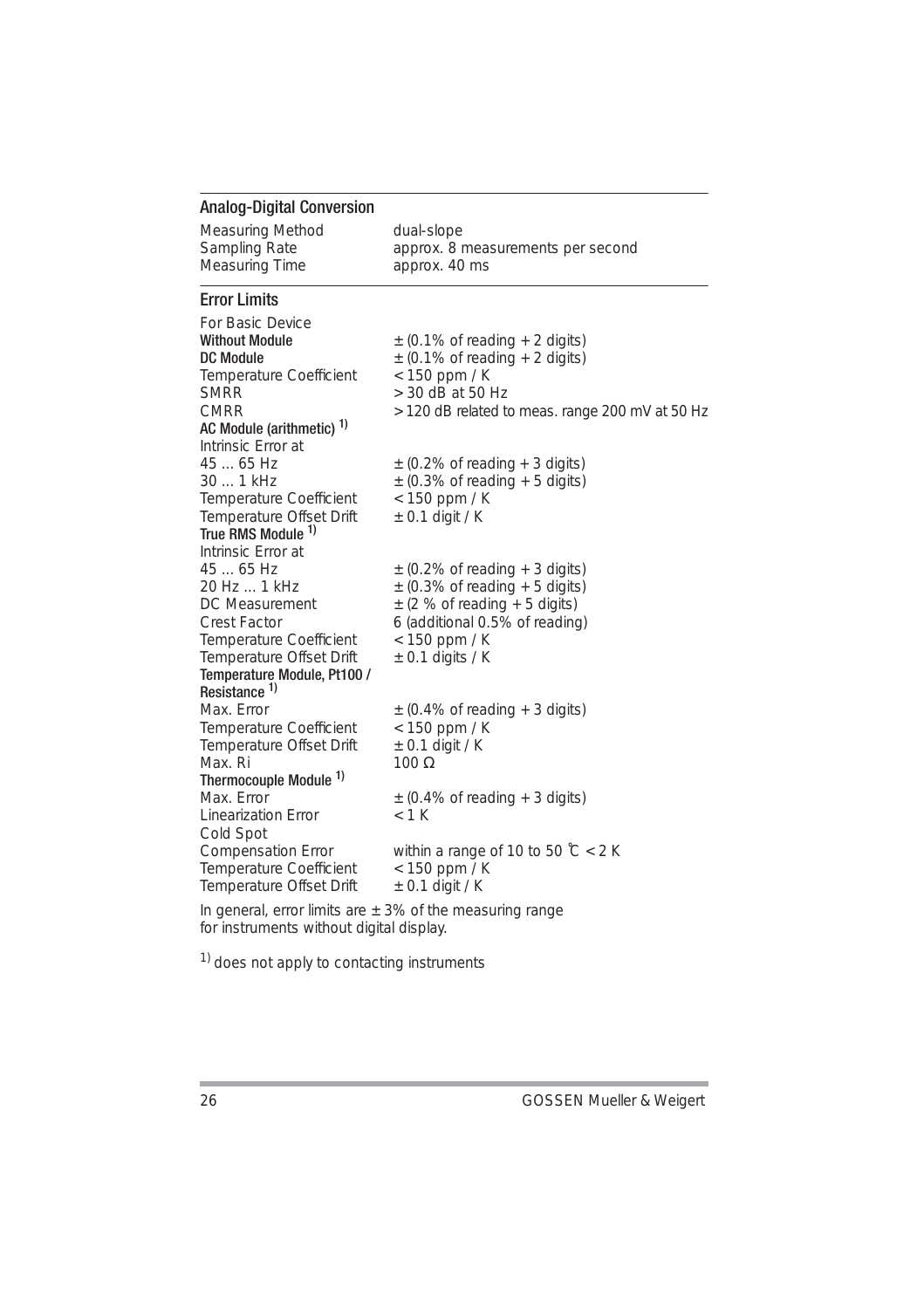## Analog-Digital Conversion

| | |
|---|---|
| Measuring Method | dual-slope |
| Sampling Rate | approx. 8 measurements per second |
| Measuring Time | approx. 40 ms |

## Error Limits

| | |
|---|---|
| For Basic Device | |
| **Without Module** | ± (0.1% of reading + 2 digits) |
| **DC Module** | ± (0.1% of reading + 2 digits) |
| Temperature Coefficient | < 150 ppm / K |
| SMRR | > 30 dB at 50 Hz |
| CMRR | > 120 dB related to meas. range 200 mV at 50 Hz |
| **AC Module (arithmetic)** [1] | |
| Intrinsic Error at | |
| 45 … 65 Hz | ± (0.2% of reading + 3 digits) |
| 30 … 1 kHz | ± (0.3% of reading + 5 digits) |
| Temperature Coefficient | < 150 ppm / K |
| Temperature Offset Drift | ± 0.1 digit / K |
| **True RMS Module** [1] | |
| Intrinsic Error at | |
| 45 … 65 Hz | ± (0.2% of reading + 3 digits) |
| 20 Hz … 1 kHz | ± (0.3% of reading + 5 digits) |
| DC Measurement | ± (2 % of reading + 5 digits) |
| Crest Factor | 6 (additional 0.5% of reading) |
| Temperature Coefficient | < 150 ppm / K |
| Temperature Offset Drift | ± 0.1 digits / K |
| **Temperature Module, Pt100 / Resistance** [1] | |
| Max. Error | ± (0.4% of reading + 3 digits) |
| Temperature Coefficient | < 150 ppm / K |
| Temperature Offset Drift | ± 0.1 digit / K |
| Max. Ri | 100 Ω |
| **Thermocouple Module** [1] | |
| Max. Error | ± (0.4% of reading + 3 digits) |
| Linearization Error | < 1 K |
| Cold Spot Compensation Error | within a range of 10 to 50 °C < 2 K |
| Temperature Coefficient | < 150 ppm / K |
| Temperature Offset Drift | ± 0.1 digit / K |

In general, error limits are ± 3% of the measuring range for instruments without digital display.

[1] does not apply to contacting instruments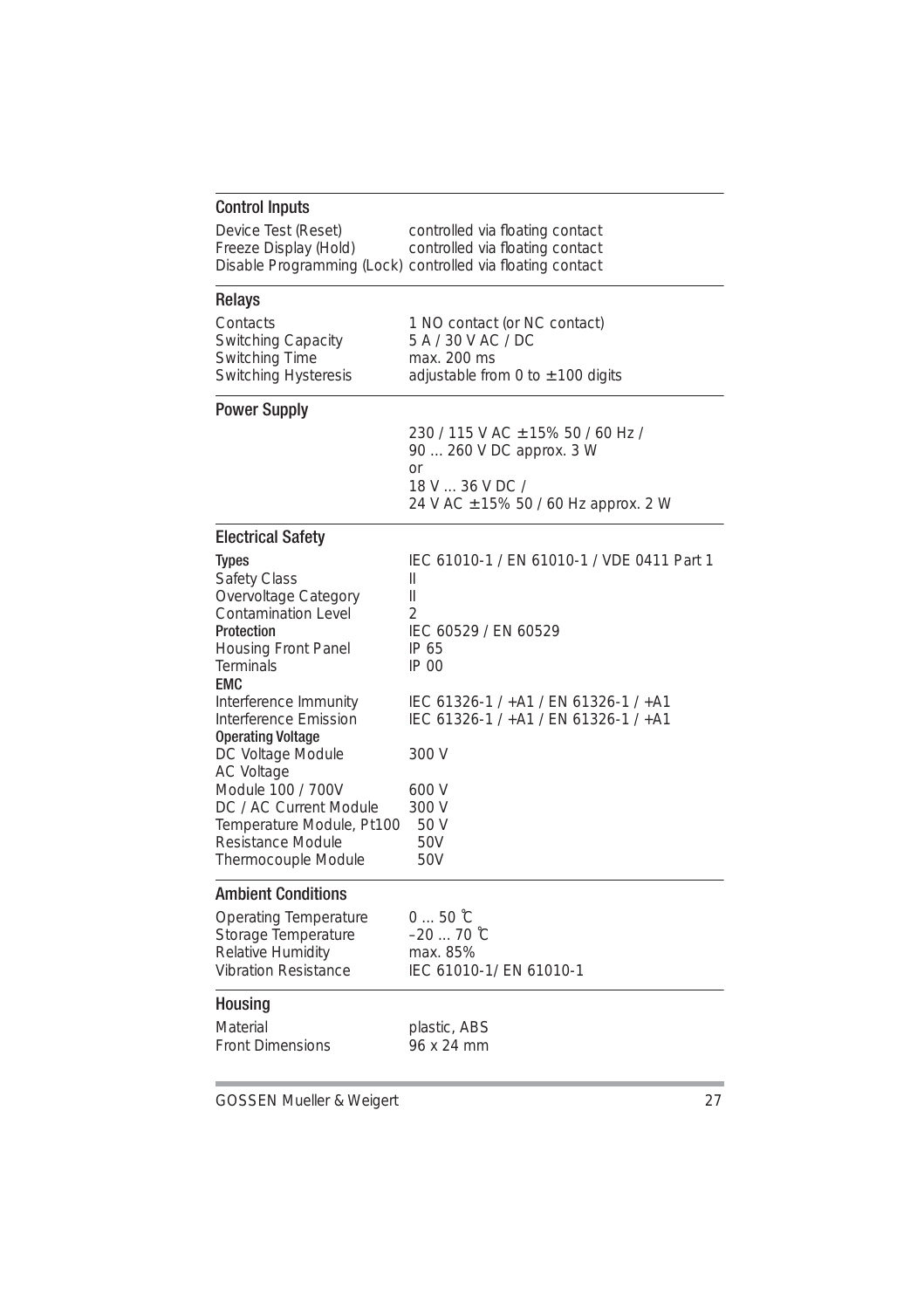## Control Inputs

| | |
|---|---|
| Device Test (Reset) | controlled via floating contact |
| Freeze Display (Hold) | controlled via floating contact |
| Disable Programming (Lock) | controlled via floating contact |

## Relays

| | |
|---|---|
| Contacts | 1 NO contact (or NC contact) |
| Switching Capacity | 5 A / 30 V AC / DC |
| Switching Time | max. 200 ms |
| Switching Hysteresis | adjustable from 0 to ± 100 digits |

## Power Supply

230 / 115 V AC ± 15% 50 / 60 Hz /
90 … 260 V DC approx. 3 W
or
18 V … 36 V DC /
24 V AC ± 15% 50 / 60 Hz approx. 2 W

## Electrical Safety

| | |
|---|---|
| **Types** | IEC 61010-1 / EN 61010-1 / VDE 0411 Part 1 |
| Safety Class | II |
| Overvoltage Category | II |
| Contamination Level | 2 |
| **Protection** | IEC 60529 / EN 60529 |
| Housing Front Panel | IP 65 |
| Terminals | IP 00 |
| **EMC** | |
| Interference Immunity | IEC 61326-1 / +A1 / EN 61326-1 / +A1 |
| Interference Emission | IEC 61326-1 / +A1 / EN 61326-1 / +A1 |
| **Operating Voltage** | |
| DC Voltage Module | 300 V |
| AC Voltage Module 100 / 700V | 600 V |
| DC / AC Current Module | 300 V |
| Temperature Module, Pt100 | 50 V |
| Resistance Module | 50V |
| Thermocouple Module | 50V |

## Ambient Conditions

| | |
|---|---|
| Operating Temperature | 0 … 50 °C |
| Storage Temperature | –20 … 70 °C |
| Relative Humidity | max. 85% |
| Vibration Resistance | IEC 61010-1/ EN 61010-1 |

## Housing

| | |
|---|---|
| Material | plastic, ABS |
| Front Dimensions | 96 x 24 mm |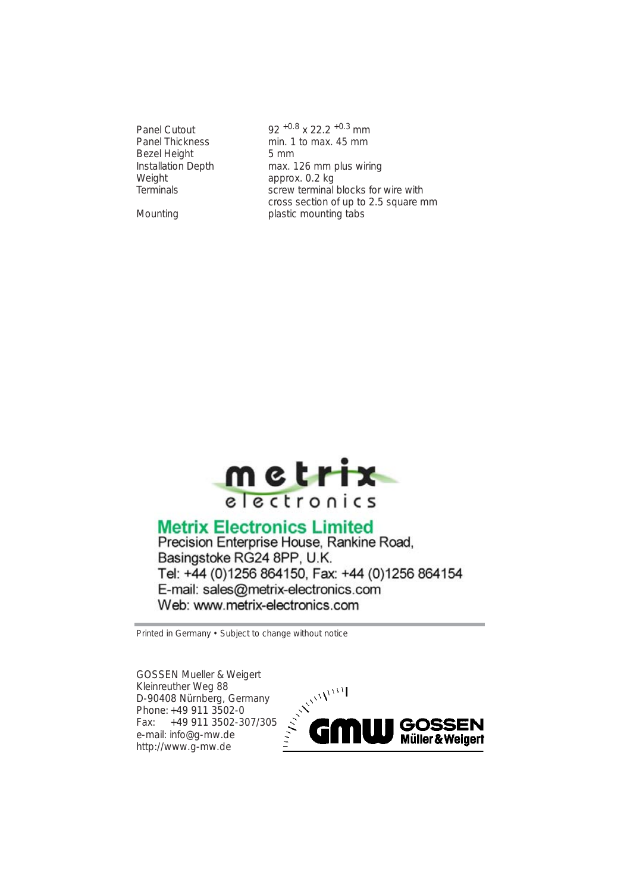| | |
|---|---|
| Panel Cutout | $92^{+0.8}$ x $22.2^{+0.3}$ mm |
| Panel Thickness | min. 1 to max. 45 mm |
| Bezel Height | 5 mm |
| Installation Depth | max. 126 mm plus wiring |
| Weight | approx. 0.2 kg |
| Terminals | screw terminal blocks for wire with cross section of up to 2.5 square mm |
| Mounting | plastic mounting tabs |

metrix electronics

**Metrix Electronics Limited**
Precision Enterprise House, Rankine Road,
Basingstoke RG24 8PP, U.K.
Tel: +44 (0)1256 864150, Fax: +44 (0)1256 864154
E-mail: sales@metrix-electronics.com
Web: www.metrix-electronics.com

*Printed in Germany • Subject to change without notice*

GOSSEN Mueller & Weigert
Kleinreuther Weg 88
D-90408 Nürnberg, Germany
Phone: +49 911 3502-0
Fax: +49 911 3502-307/305
e-mail: info@g-mw.de
http://www.g-mw.de

GMW GOSSEN Müller & Weigert